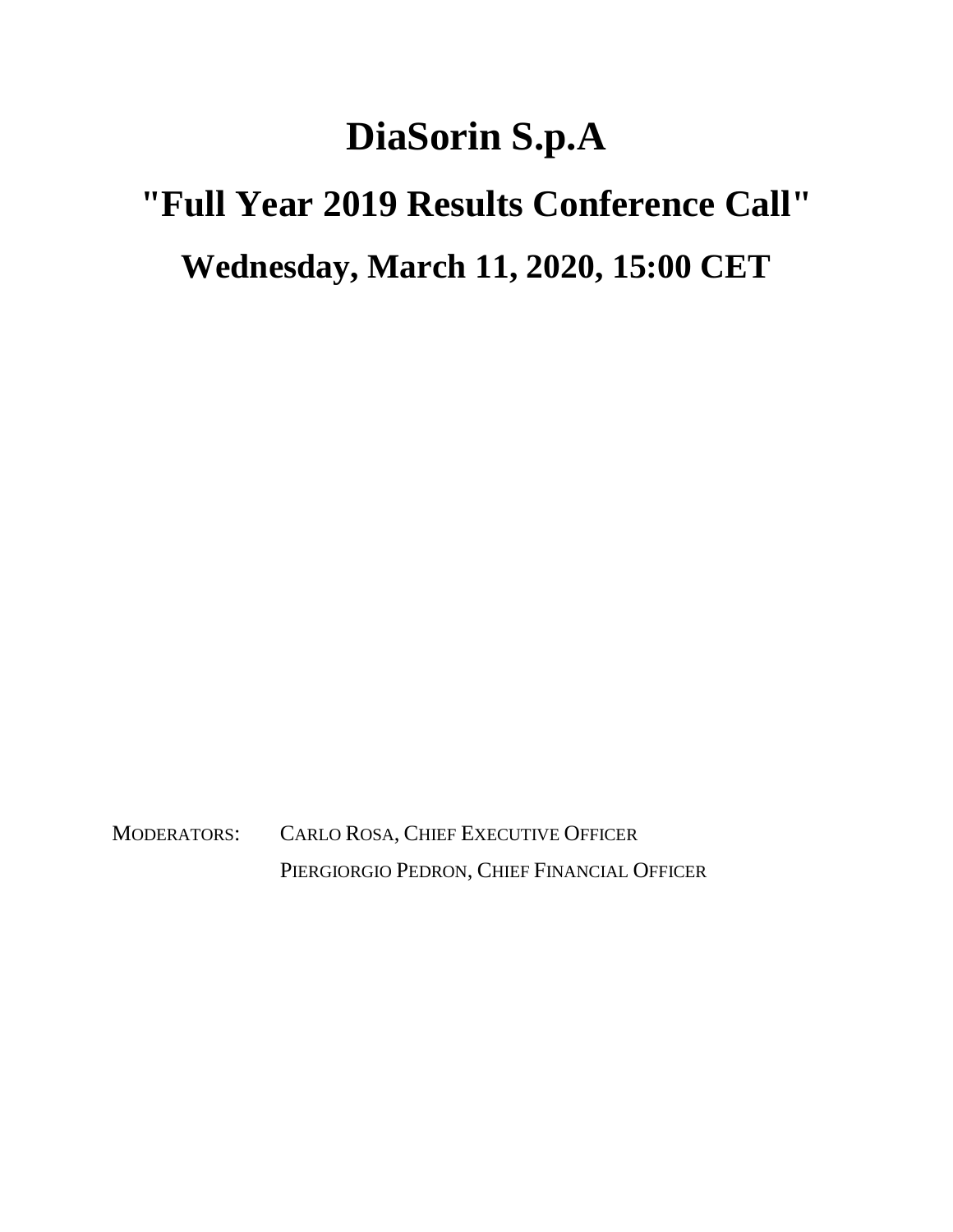# DiaSorin S.p.A

## "Full Year 2019 Results Conference Call"

## Wednesday, March 11, 2020, 15:00 CET

MODERATORS: CARLO ROSA, CHIEF EXECUTIVE OFFICER

PIERGIORGIO PEDRON, CHIEF FINANCIAL OFFICER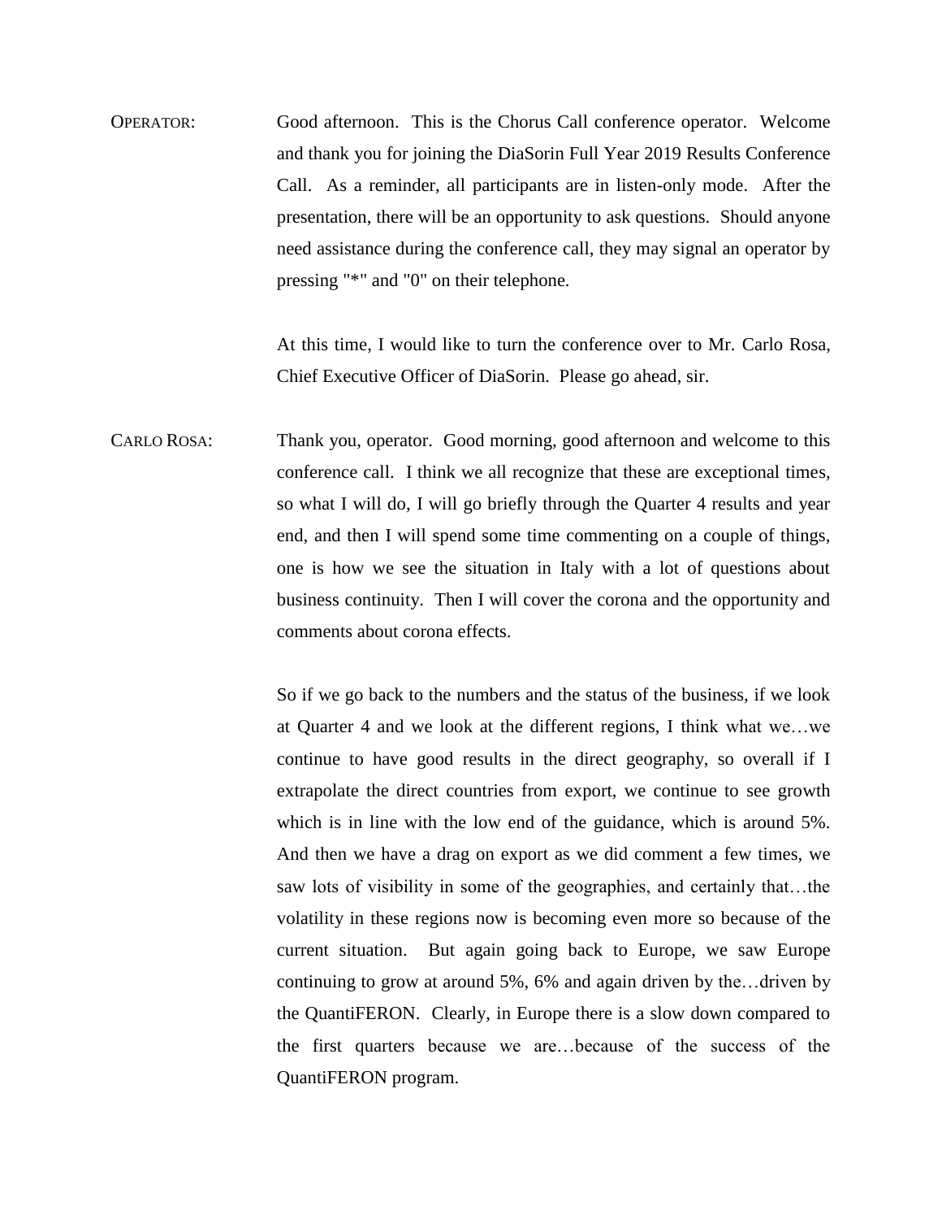OPERATOR: Good afternoon. This is the Chorus Call conference operator. Welcome and thank you for joining the DiaSorin Full Year 2019 Results Conference Call. As a reminder, all participants are in listen-only mode. After the presentation, there will be an opportunity to ask questions. Should anyone need assistance during the conference call, they may signal an operator by pressing "*" and "0" on their telephone.

At this time, I would like to turn the conference over to Mr. Carlo Rosa, Chief Executive Officer of DiaSorin. Please go ahead, sir.

CARLO ROSA: Thank you, operator. Good morning, good afternoon and welcome to this conference call. I think we all recognize that these are exceptional times, so what I will do, I will go briefly through the Quarter 4 results and year end, and then I will spend some time commenting on a couple of things, one is how we see the situation in Italy with a lot of questions about business continuity. Then I will cover the corona and the opportunity and comments about corona effects.

So if we go back to the numbers and the status of the business, if we look at Quarter 4 and we look at the different regions, I think what we…we continue to have good results in the direct geography, so overall if I extrapolate the direct countries from export, we continue to see growth which is in line with the low end of the guidance, which is around 5%. And then we have a drag on export as we did comment a few times, we saw lots of visibility in some of the geographies, and certainly that…the volatility in these regions now is becoming even more so because of the current situation. But again going back to Europe, we saw Europe continuing to grow at around 5%, 6% and again driven by the…driven by the QuantiFERON. Clearly, in Europe there is a slow down compared to the first quarters because we are…because of the success of the QuantiFERON program.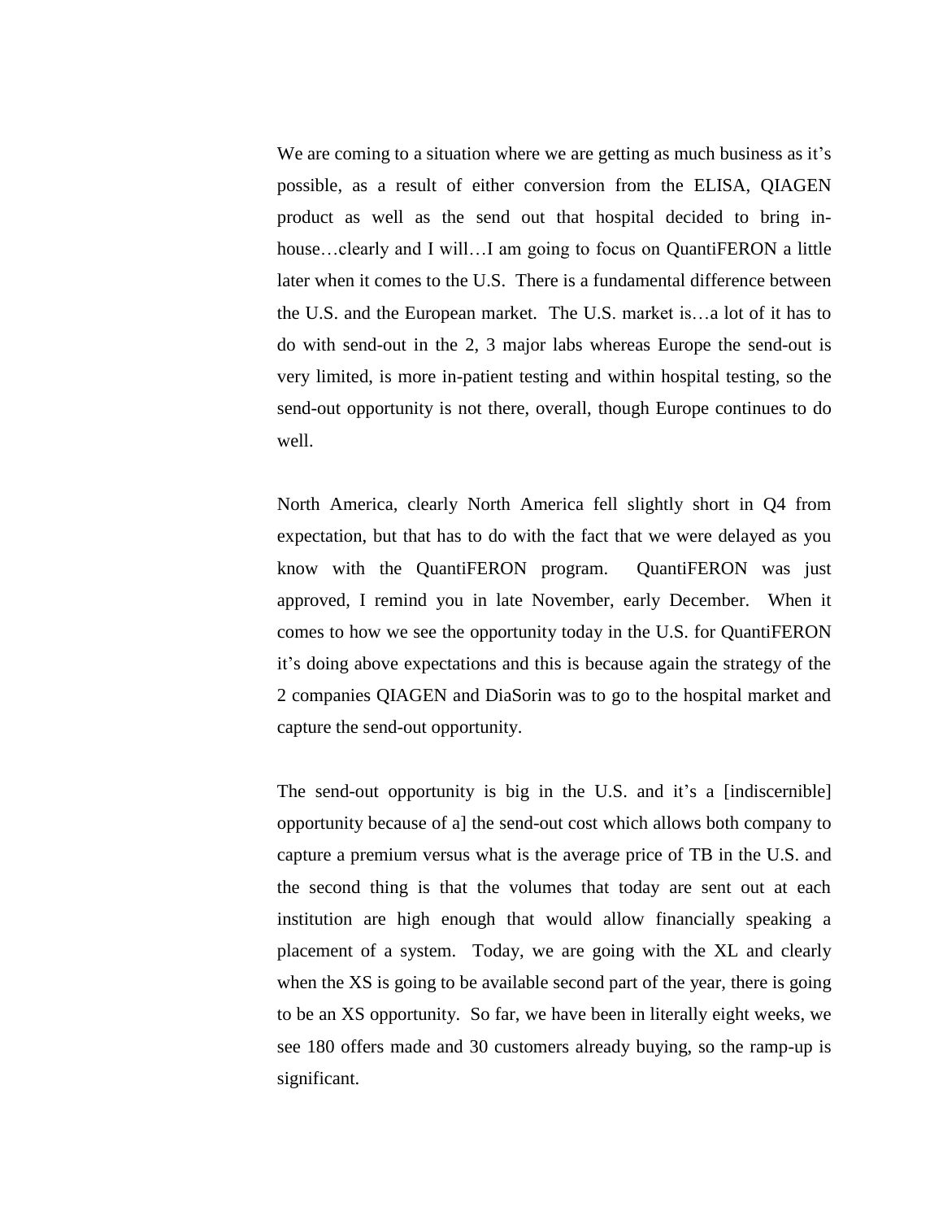We are coming to a situation where we are getting as much business as it's possible, as a result of either conversion from the ELISA, QIAGEN product as well as the send out that hospital decided to bring in-house…clearly and I will…I am going to focus on QuantiFERON a little later when it comes to the U.S. There is a fundamental difference between the U.S. and the European market. The U.S. market is…a lot of it has to do with send-out in the 2, 3 major labs whereas Europe the send-out is very limited, is more in-patient testing and within hospital testing, so the send-out opportunity is not there, overall, though Europe continues to do well.

North America, clearly North America fell slightly short in Q4 from expectation, but that has to do with the fact that we were delayed as you know with the QuantiFERON program. QuantiFERON was just approved, I remind you in late November, early December. When it comes to how we see the opportunity today in the U.S. for QuantiFERON it's doing above expectations and this is because again the strategy of the 2 companies QIAGEN and DiaSorin was to go to the hospital market and capture the send-out opportunity.

The send-out opportunity is big in the U.S. and it's a [indiscernible] opportunity because of a] the send-out cost which allows both company to capture a premium versus what is the average price of TB in the U.S. and the second thing is that the volumes that today are sent out at each institution are high enough that would allow financially speaking a placement of a system. Today, we are going with the XL and clearly when the XS is going to be available second part of the year, there is going to be an XS opportunity. So far, we have been in literally eight weeks, we see 180 offers made and 30 customers already buying, so the ramp-up is significant.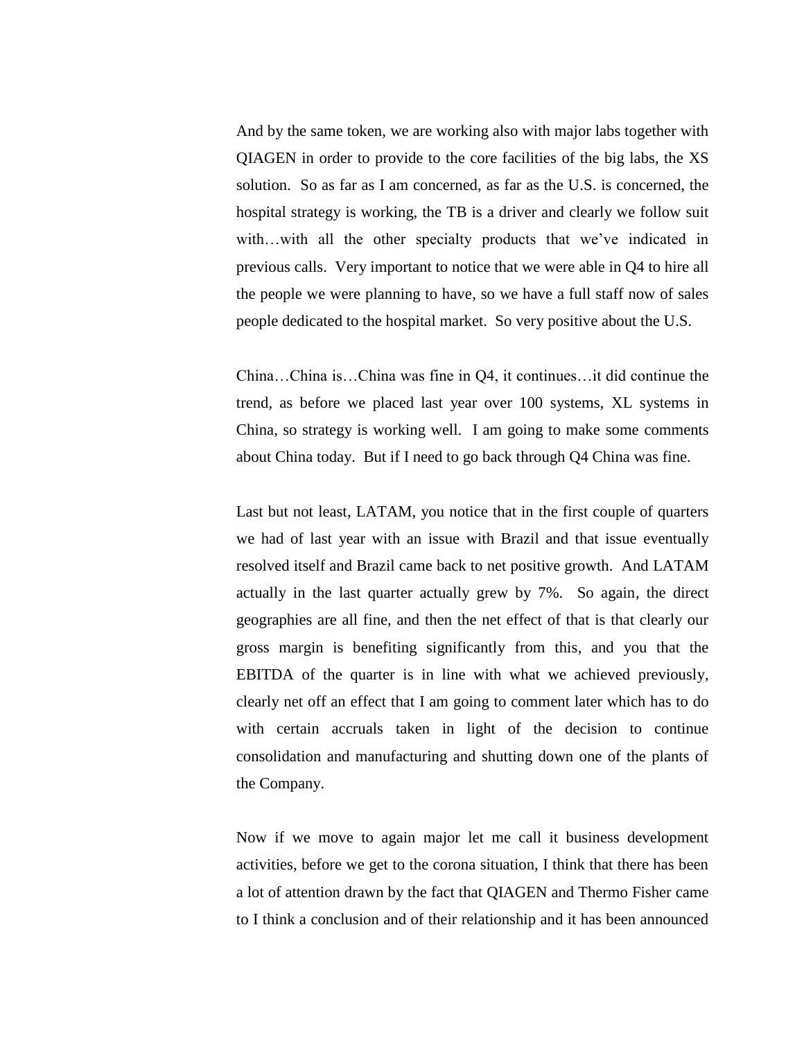And by the same token, we are working also with major labs together with QIAGEN in order to provide to the core facilities of the big labs, the XS solution. So as far as I am concerned, as far as the U.S. is concerned, the hospital strategy is working, the TB is a driver and clearly we follow suit with…with all the other specialty products that we've indicated in previous calls. Very important to notice that we were able in Q4 to hire all the people we were planning to have, so we have a full staff now of sales people dedicated to the hospital market. So very positive about the U.S.

China…China is…China was fine in Q4, it continues…it did continue the trend, as before we placed last year over 100 systems, XL systems in China, so strategy is working well. I am going to make some comments about China today. But if I need to go back through Q4 China was fine.

Last but not least, LATAM, you notice that in the first couple of quarters we had of last year with an issue with Brazil and that issue eventually resolved itself and Brazil came back to net positive growth. And LATAM actually in the last quarter actually grew by 7%. So again, the direct geographies are all fine, and then the net effect of that is that clearly our gross margin is benefiting significantly from this, and you that the EBITDA of the quarter is in line with what we achieved previously, clearly net off an effect that I am going to comment later which has to do with certain accruals taken in light of the decision to continue consolidation and manufacturing and shutting down one of the plants of the Company.

Now if we move to again major let me call it business development activities, before we get to the corona situation, I think that there has been a lot of attention drawn by the fact that QIAGEN and Thermo Fisher came to I think a conclusion and of their relationship and it has been announced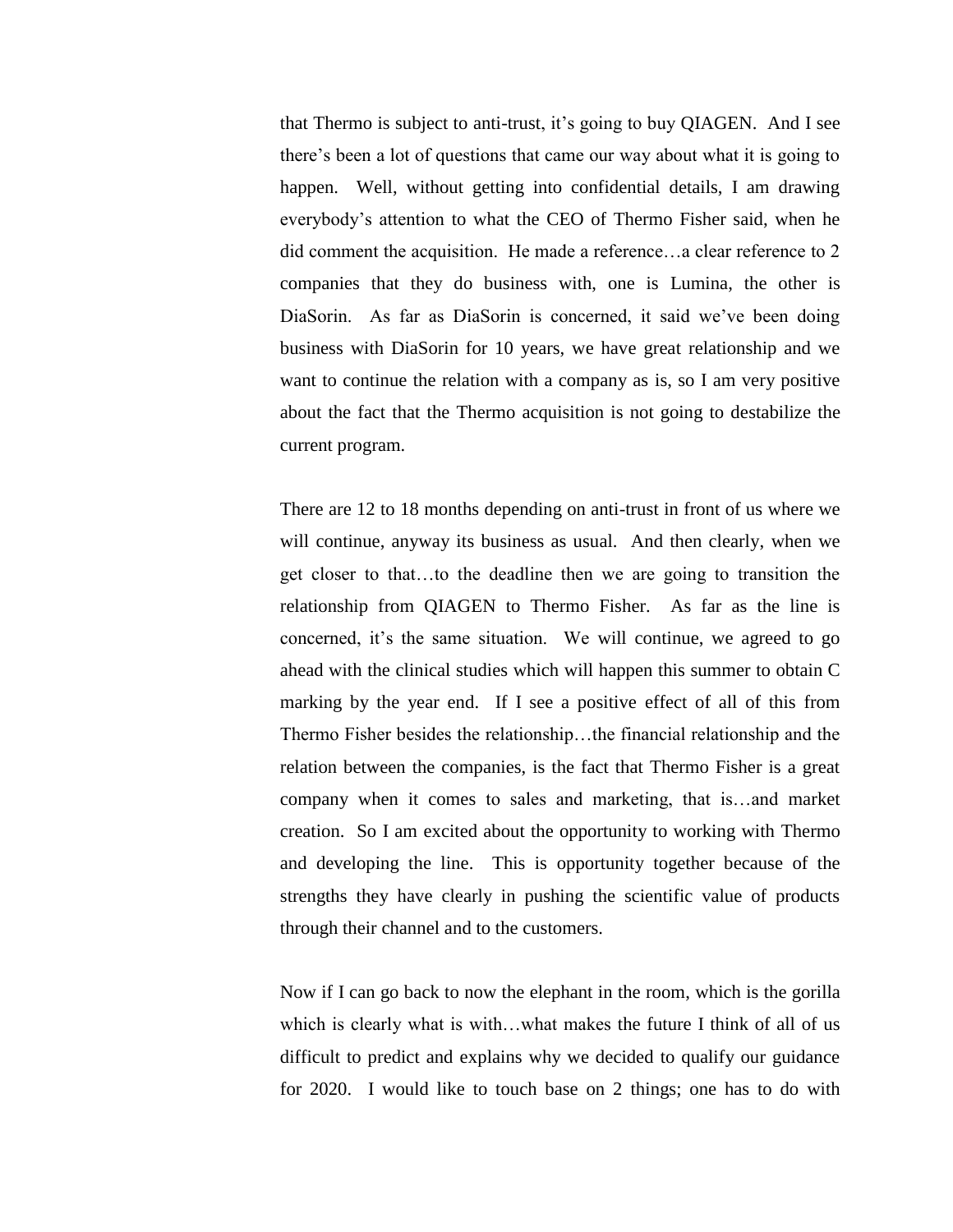that Thermo is subject to anti-trust, it's going to buy QIAGEN. And I see there's been a lot of questions that came our way about what it is going to happen. Well, without getting into confidential details, I am drawing everybody's attention to what the CEO of Thermo Fisher said, when he did comment the acquisition. He made a reference…a clear reference to 2 companies that they do business with, one is Lumina, the other is DiaSorin. As far as DiaSorin is concerned, it said we've been doing business with DiaSorin for 10 years, we have great relationship and we want to continue the relation with a company as is, so I am very positive about the fact that the Thermo acquisition is not going to destabilize the current program.

There are 12 to 18 months depending on anti-trust in front of us where we will continue, anyway its business as usual. And then clearly, when we get closer to that…to the deadline then we are going to transition the relationship from QIAGEN to Thermo Fisher. As far as the line is concerned, it's the same situation. We will continue, we agreed to go ahead with the clinical studies which will happen this summer to obtain C marking by the year end. If I see a positive effect of all of this from Thermo Fisher besides the relationship…the financial relationship and the relation between the companies, is the fact that Thermo Fisher is a great company when it comes to sales and marketing, that is…and market creation. So I am excited about the opportunity to working with Thermo and developing the line. This is opportunity together because of the strengths they have clearly in pushing the scientific value of products through their channel and to the customers.

Now if I can go back to now the elephant in the room, which is the gorilla which is clearly what is with…what makes the future I think of all of us difficult to predict and explains why we decided to qualify our guidance for 2020. I would like to touch base on 2 things; one has to do with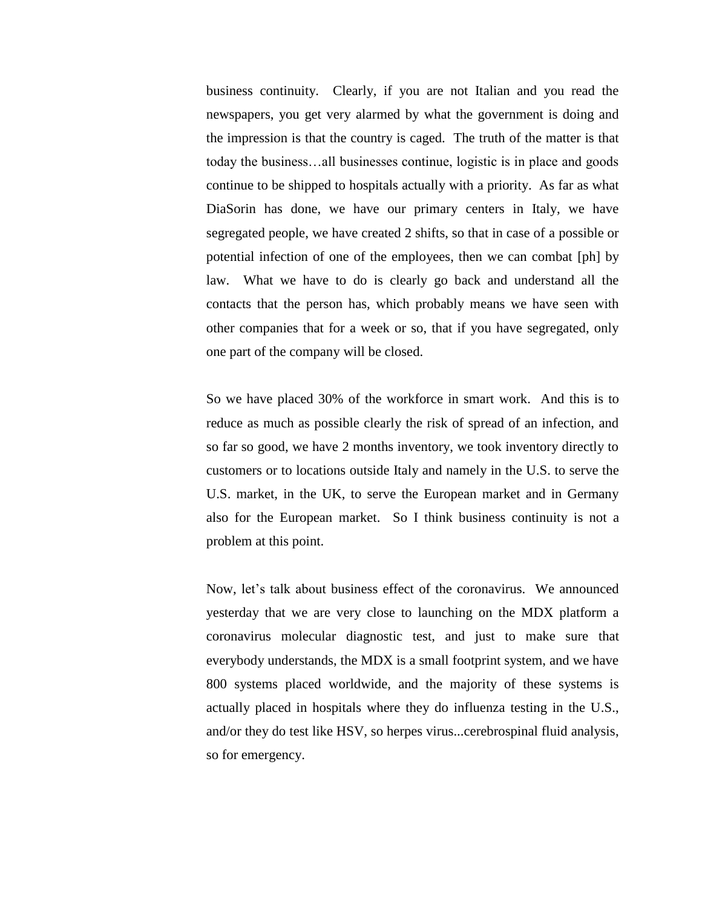business continuity. Clearly, if you are not Italian and you read the newspapers, you get very alarmed by what the government is doing and the impression is that the country is caged. The truth of the matter is that today the business…all businesses continue, logistic is in place and goods continue to be shipped to hospitals actually with a priority. As far as what DiaSorin has done, we have our primary centers in Italy, we have segregated people, we have created 2 shifts, so that in case of a possible or potential infection of one of the employees, then we can combat [ph] by law. What we have to do is clearly go back and understand all the contacts that the person has, which probably means we have seen with other companies that for a week or so, that if you have segregated, only one part of the company will be closed.

So we have placed 30% of the workforce in smart work. And this is to reduce as much as possible clearly the risk of spread of an infection, and so far so good, we have 2 months inventory, we took inventory directly to customers or to locations outside Italy and namely in the U.S. to serve the U.S. market, in the UK, to serve the European market and in Germany also for the European market. So I think business continuity is not a problem at this point.

Now, let's talk about business effect of the coronavirus. We announced yesterday that we are very close to launching on the MDX platform a coronavirus molecular diagnostic test, and just to make sure that everybody understands, the MDX is a small footprint system, and we have 800 systems placed worldwide, and the majority of these systems is actually placed in hospitals where they do influenza testing in the U.S., and/or they do test like HSV, so herpes virus...cerebrospinal fluid analysis, so for emergency.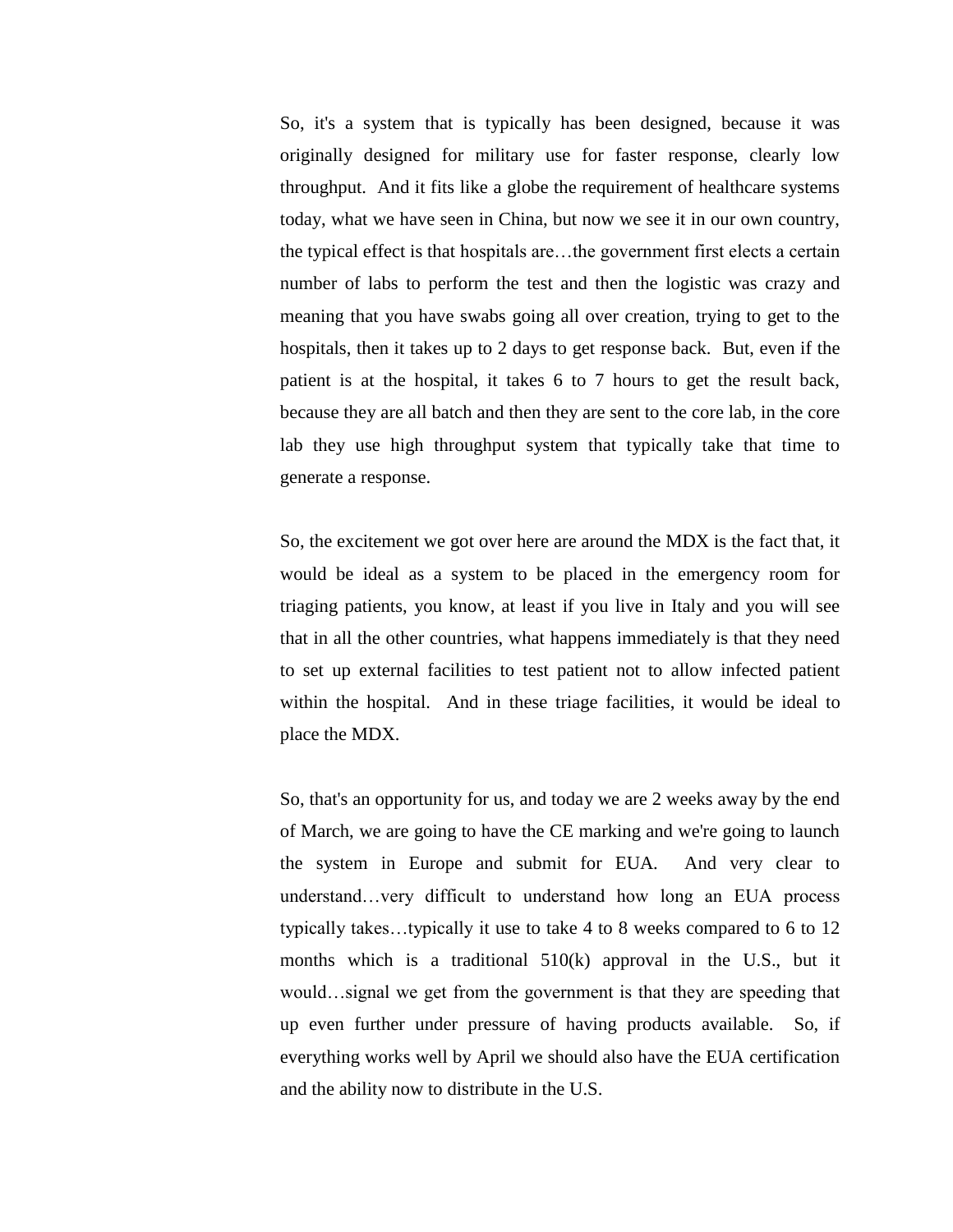So, it's a system that is typically has been designed, because it was originally designed for military use for faster response, clearly low throughput. And it fits like a globe the requirement of healthcare systems today, what we have seen in China, but now we see it in our own country, the typical effect is that hospitals are…the government first elects a certain number of labs to perform the test and then the logistic was crazy and meaning that you have swabs going all over creation, trying to get to the hospitals, then it takes up to 2 days to get response back. But, even if the patient is at the hospital, it takes 6 to 7 hours to get the result back, because they are all batch and then they are sent to the core lab, in the core lab they use high throughput system that typically take that time to generate a response.

So, the excitement we got over here are around the MDX is the fact that, it would be ideal as a system to be placed in the emergency room for triaging patients, you know, at least if you live in Italy and you will see that in all the other countries, what happens immediately is that they need to set up external facilities to test patient not to allow infected patient within the hospital. And in these triage facilities, it would be ideal to place the MDX.

So, that's an opportunity for us, and today we are 2 weeks away by the end of March, we are going to have the CE marking and we're going to launch the system in Europe and submit for EUA. And very clear to understand…very difficult to understand how long an EUA process typically takes…typically it use to take 4 to 8 weeks compared to 6 to 12 months which is a traditional 510(k) approval in the U.S., but it would…signal we get from the government is that they are speeding that up even further under pressure of having products available. So, if everything works well by April we should also have the EUA certification and the ability now to distribute in the U.S.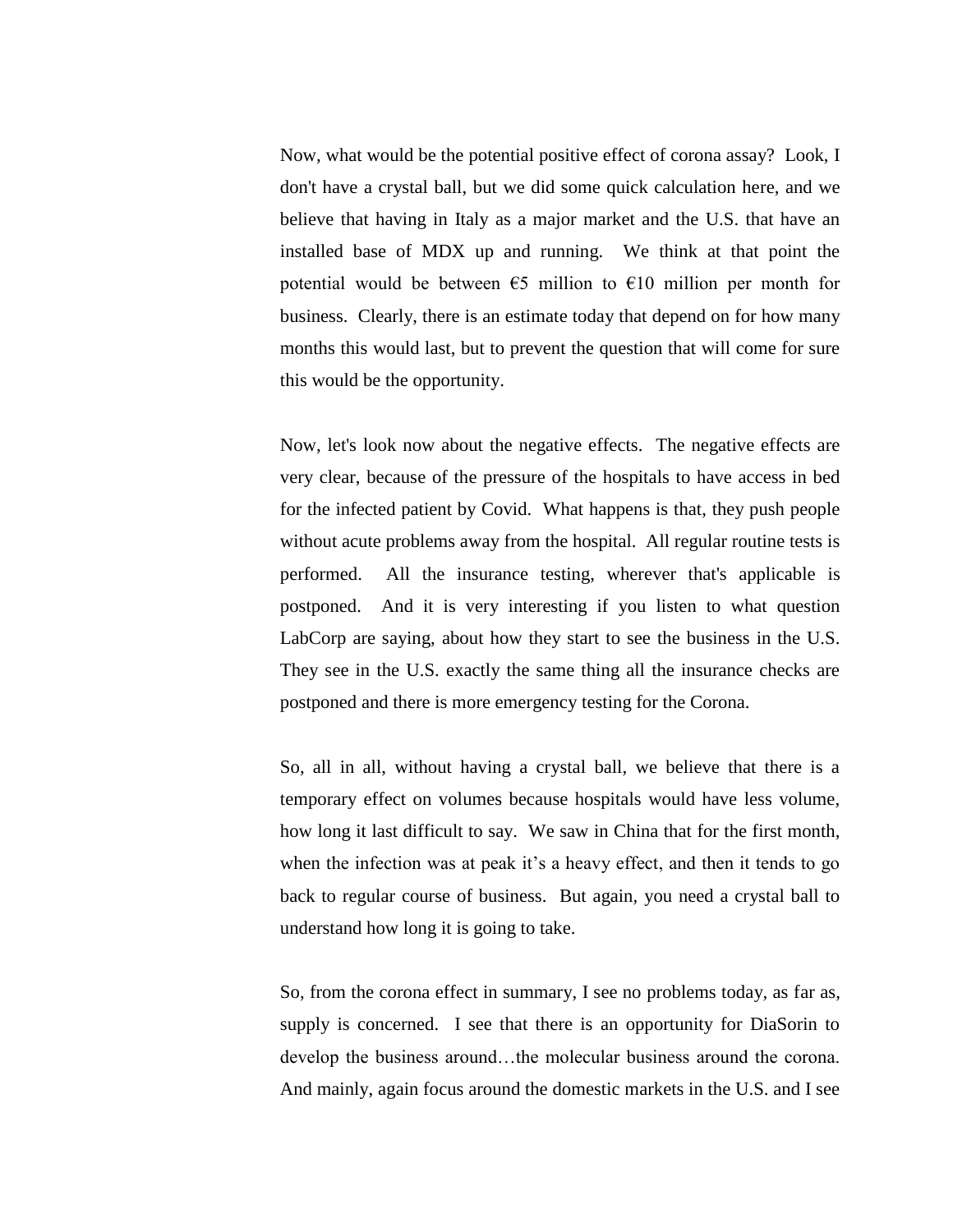Now, what would be the potential positive effect of corona assay? Look, I don't have a crystal ball, but we did some quick calculation here, and we believe that having in Italy as a major market and the U.S. that have an installed base of MDX up and running. We think at that point the potential would be between €5 million to €10 million per month for business. Clearly, there is an estimate today that depend on for how many months this would last, but to prevent the question that will come for sure this would be the opportunity.

Now, let's look now about the negative effects. The negative effects are very clear, because of the pressure of the hospitals to have access in bed for the infected patient by Covid. What happens is that, they push people without acute problems away from the hospital. All regular routine tests is performed. All the insurance testing, wherever that's applicable is postponed. And it is very interesting if you listen to what question LabCorp are saying, about how they start to see the business in the U.S. They see in the U.S. exactly the same thing all the insurance checks are postponed and there is more emergency testing for the Corona.

So, all in all, without having a crystal ball, we believe that there is a temporary effect on volumes because hospitals would have less volume, how long it last difficult to say. We saw in China that for the first month, when the infection was at peak it's a heavy effect, and then it tends to go back to regular course of business. But again, you need a crystal ball to understand how long it is going to take.

So, from the corona effect in summary, I see no problems today, as far as, supply is concerned. I see that there is an opportunity for DiaSorin to develop the business around…the molecular business around the corona. And mainly, again focus around the domestic markets in the U.S. and I see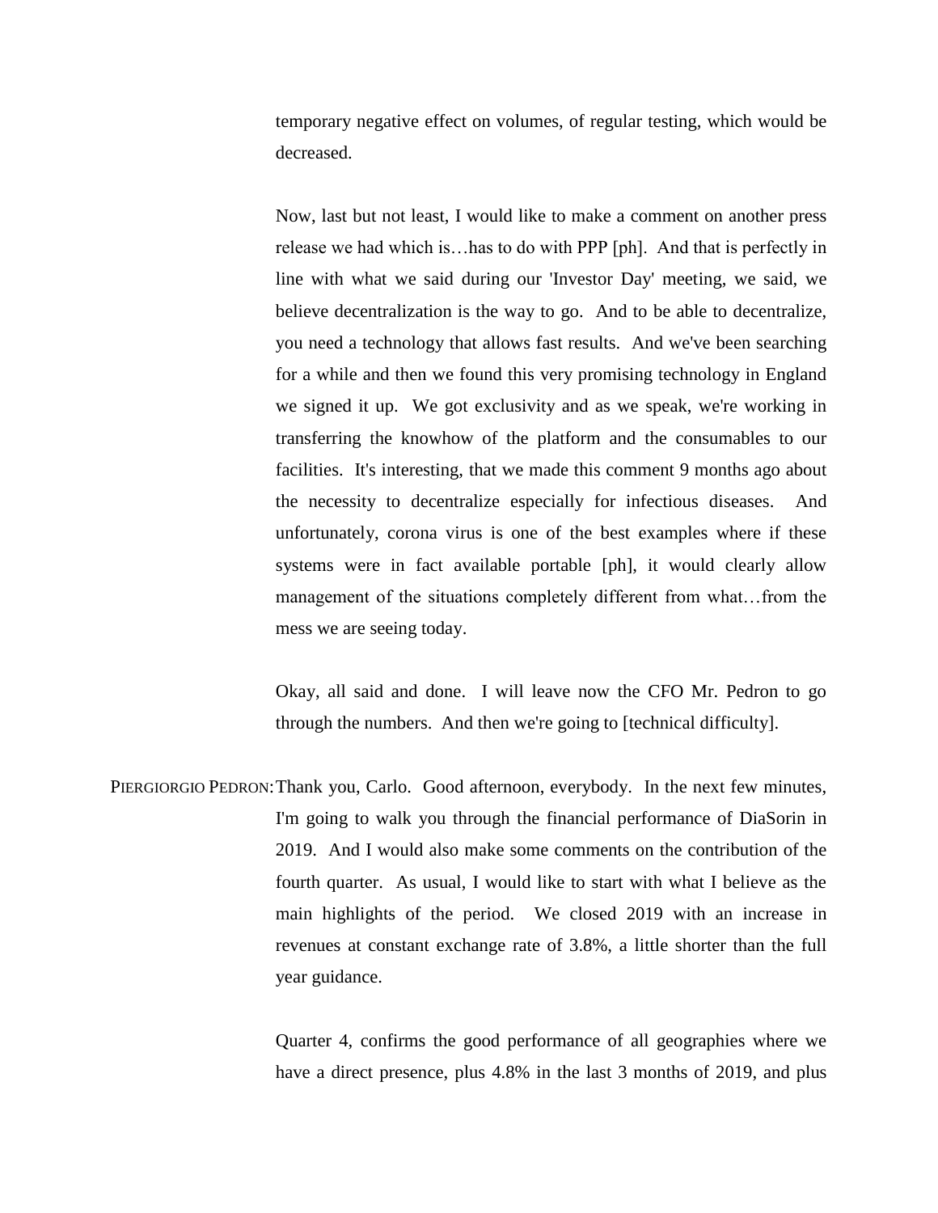temporary negative effect on volumes, of regular testing, which would be decreased.

Now, last but not least, I would like to make a comment on another press release we had which is…has to do with PPP [ph]. And that is perfectly in line with what we said during our 'Investor Day' meeting, we said, we believe decentralization is the way to go. And to be able to decentralize, you need a technology that allows fast results. And we've been searching for a while and then we found this very promising technology in England we signed it up. We got exclusivity and as we speak, we're working in transferring the knowhow of the platform and the consumables to our facilities. It's interesting, that we made this comment 9 months ago about the necessity to decentralize especially for infectious diseases. And unfortunately, corona virus is one of the best examples where if these systems were in fact available portable [ph], it would clearly allow management of the situations completely different from what…from the mess we are seeing today.

Okay, all said and done. I will leave now the CFO Mr. Pedron to go through the numbers. And then we're going to [technical difficulty].

PIERGIORGIO PEDRON: Thank you, Carlo. Good afternoon, everybody. In the next few minutes, I'm going to walk you through the financial performance of DiaSorin in 2019. And I would also make some comments on the contribution of the fourth quarter. As usual, I would like to start with what I believe as the main highlights of the period. We closed 2019 with an increase in revenues at constant exchange rate of 3.8%, a little shorter than the full year guidance.

Quarter 4, confirms the good performance of all geographies where we have a direct presence, plus 4.8% in the last 3 months of 2019, and plus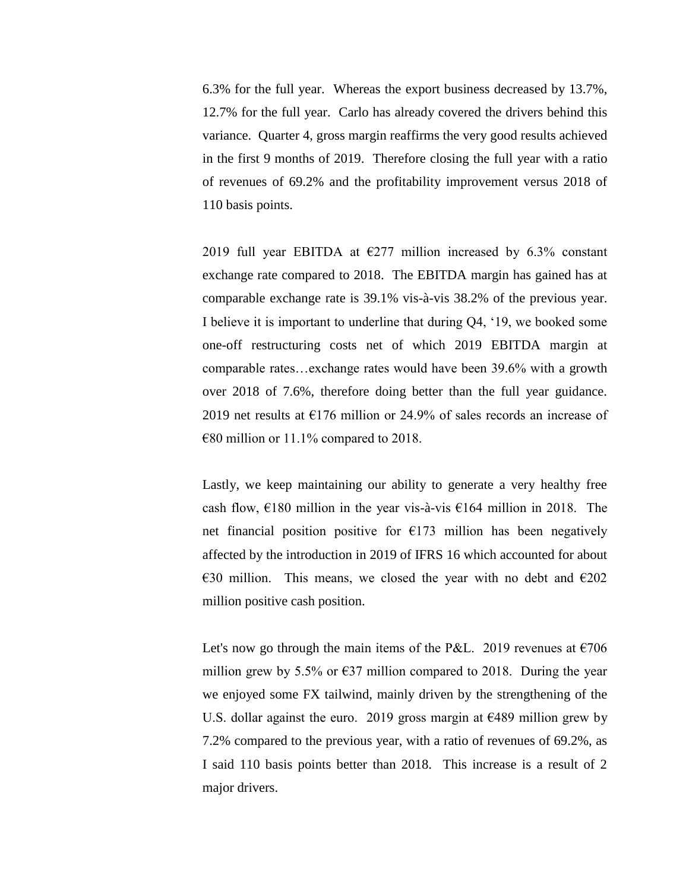6.3% for the full year. Whereas the export business decreased by 13.7%, 12.7% for the full year. Carlo has already covered the drivers behind this variance. Quarter 4, gross margin reaffirms the very good results achieved in the first 9 months of 2019. Therefore closing the full year with a ratio of revenues of 69.2% and the profitability improvement versus 2018 of 110 basis points.

2019 full year EBITDA at €277 million increased by 6.3% constant exchange rate compared to 2018. The EBITDA margin has gained has at comparable exchange rate is 39.1% vis-à-vis 38.2% of the previous year. I believe it is important to underline that during Q4, '19, we booked some one-off restructuring costs net of which 2019 EBITDA margin at comparable rates…exchange rates would have been 39.6% with a growth over 2018 of 7.6%, therefore doing better than the full year guidance. 2019 net results at €176 million or 24.9% of sales records an increase of €80 million or 11.1% compared to 2018.

Lastly, we keep maintaining our ability to generate a very healthy free cash flow, €180 million in the year vis-à-vis €164 million in 2018. The net financial position positive for €173 million has been negatively affected by the introduction in 2019 of IFRS 16 which accounted for about €30 million. This means, we closed the year with no debt and €202 million positive cash position.

Let's now go through the main items of the P&L. 2019 revenues at €706 million grew by 5.5% or €37 million compared to 2018. During the year we enjoyed some FX tailwind, mainly driven by the strengthening of the U.S. dollar against the euro. 2019 gross margin at €489 million grew by 7.2% compared to the previous year, with a ratio of revenues of 69.2%, as I said 110 basis points better than 2018. This increase is a result of 2 major drivers.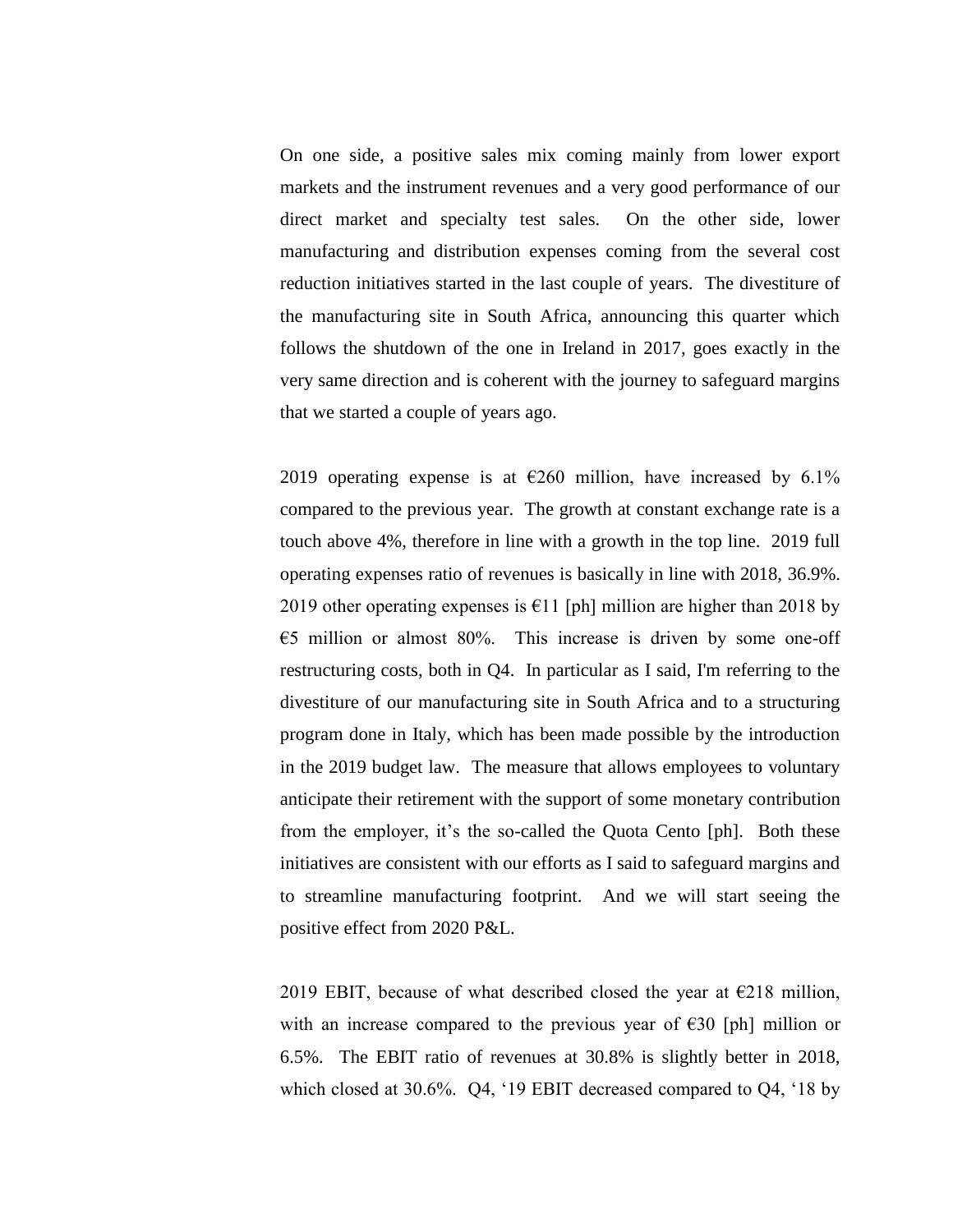On one side, a positive sales mix coming mainly from lower export markets and the instrument revenues and a very good performance of our direct market and specialty test sales. On the other side, lower manufacturing and distribution expenses coming from the several cost reduction initiatives started in the last couple of years. The divestiture of the manufacturing site in South Africa, announcing this quarter which follows the shutdown of the one in Ireland in 2017, goes exactly in the very same direction and is coherent with the journey to safeguard margins that we started a couple of years ago.

2019 operating expense is at €260 million, have increased by 6.1% compared to the previous year. The growth at constant exchange rate is a touch above 4%, therefore in line with a growth in the top line. 2019 full operating expenses ratio of revenues is basically in line with 2018, 36.9%. 2019 other operating expenses is €11 [ph] million are higher than 2018 by €5 million or almost 80%. This increase is driven by some one-off restructuring costs, both in Q4. In particular as I said, I'm referring to the divestiture of our manufacturing site in South Africa and to a structuring program done in Italy, which has been made possible by the introduction in the 2019 budget law. The measure that allows employees to voluntary anticipate their retirement with the support of some monetary contribution from the employer, it's the so-called the Quota Cento [ph]. Both these initiatives are consistent with our efforts as I said to safeguard margins and to streamline manufacturing footprint. And we will start seeing the positive effect from 2020 P&L.

2019 EBIT, because of what described closed the year at €218 million, with an increase compared to the previous year of €30 [ph] million or 6.5%. The EBIT ratio of revenues at 30.8% is slightly better in 2018, which closed at 30.6%. Q4, '19 EBIT decreased compared to Q4, '18 by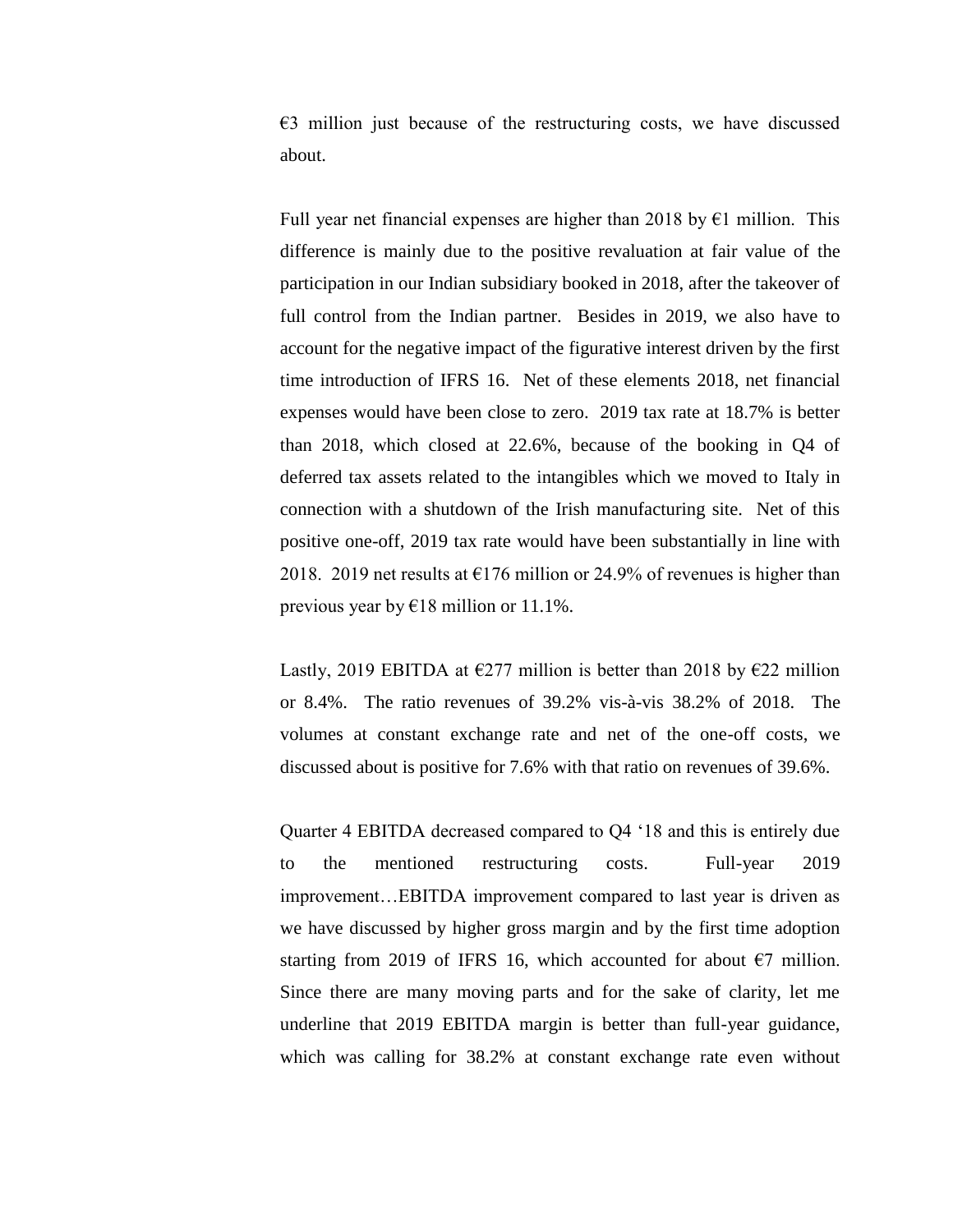€3 million just because of the restructuring costs, we have discussed about.

Full year net financial expenses are higher than 2018 by €1 million. This difference is mainly due to the positive revaluation at fair value of the participation in our Indian subsidiary booked in 2018, after the takeover of full control from the Indian partner. Besides in 2019, we also have to account for the negative impact of the figurative interest driven by the first time introduction of IFRS 16. Net of these elements 2018, net financial expenses would have been close to zero. 2019 tax rate at 18.7% is better than 2018, which closed at 22.6%, because of the booking in Q4 of deferred tax assets related to the intangibles which we moved to Italy in connection with a shutdown of the Irish manufacturing site. Net of this positive one-off, 2019 tax rate would have been substantially in line with 2018. 2019 net results at €176 million or 24.9% of revenues is higher than previous year by €18 million or 11.1%.

Lastly, 2019 EBITDA at €277 million is better than 2018 by €22 million or 8.4%. The ratio revenues of 39.2% vis-à-vis 38.2% of 2018. The volumes at constant exchange rate and net of the one-off costs, we discussed about is positive for 7.6% with that ratio on revenues of 39.6%.

Quarter 4 EBITDA decreased compared to Q4 '18 and this is entirely due to the mentioned restructuring costs. Full-year 2019 improvement…EBITDA improvement compared to last year is driven as we have discussed by higher gross margin and by the first time adoption starting from 2019 of IFRS 16, which accounted for about €7 million. Since there are many moving parts and for the sake of clarity, let me underline that 2019 EBITDA margin is better than full-year guidance, which was calling for 38.2% at constant exchange rate even without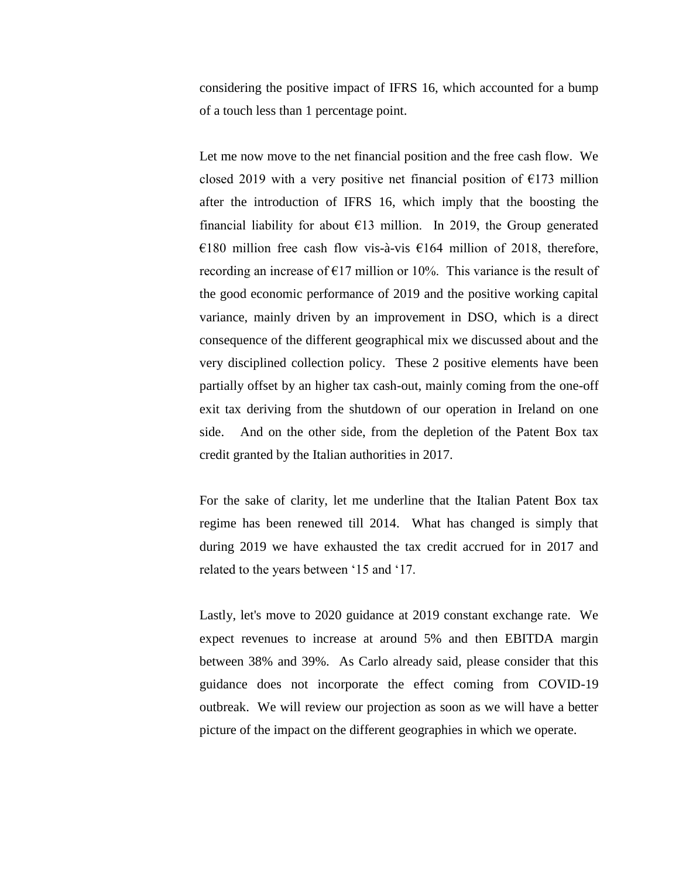considering the positive impact of IFRS 16, which accounted for a bump of a touch less than 1 percentage point.

Let me now move to the net financial position and the free cash flow. We closed 2019 with a very positive net financial position of €173 million after the introduction of IFRS 16, which imply that the boosting the financial liability for about €13 million. In 2019, the Group generated €180 million free cash flow vis-à-vis €164 million of 2018, therefore, recording an increase of €17 million or 10%. This variance is the result of the good economic performance of 2019 and the positive working capital variance, mainly driven by an improvement in DSO, which is a direct consequence of the different geographical mix we discussed about and the very disciplined collection policy. These 2 positive elements have been partially offset by an higher tax cash-out, mainly coming from the one-off exit tax deriving from the shutdown of our operation in Ireland on one side. And on the other side, from the depletion of the Patent Box tax credit granted by the Italian authorities in 2017.

For the sake of clarity, let me underline that the Italian Patent Box tax regime has been renewed till 2014. What has changed is simply that during 2019 we have exhausted the tax credit accrued for in 2017 and related to the years between '15 and '17.

Lastly, let's move to 2020 guidance at 2019 constant exchange rate. We expect revenues to increase at around 5% and then EBITDA margin between 38% and 39%. As Carlo already said, please consider that this guidance does not incorporate the effect coming from COVID-19 outbreak. We will review our projection as soon as we will have a better picture of the impact on the different geographies in which we operate.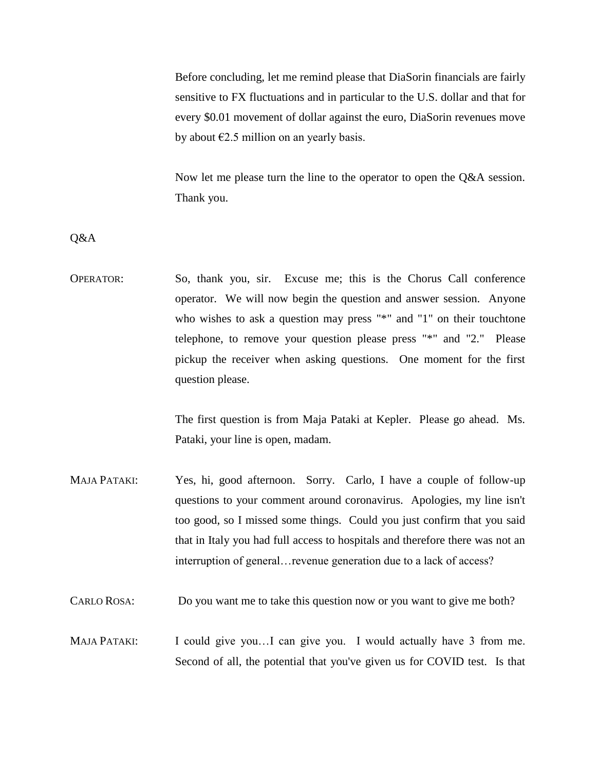Before concluding, let me remind please that DiaSorin financials are fairly sensitive to FX fluctuations and in particular to the U.S. dollar and that for every $0.01 movement of dollar against the euro, DiaSorin revenues move by about €2.5 million on an yearly basis.

Now let me please turn the line to the operator to open the Q&A session. Thank you.

Q&A

OPERATOR: So, thank you, sir. Excuse me; this is the Chorus Call conference operator. We will now begin the question and answer session. Anyone who wishes to ask a question may press "*" and "1" on their touchtone telephone, to remove your question please press "*" and "2." Please pickup the receiver when asking questions. One moment for the first question please.

The first question is from Maja Pataki at Kepler. Please go ahead. Ms. Pataki, your line is open, madam.

MAJA PATAKI: Yes, hi, good afternoon. Sorry. Carlo, I have a couple of follow-up questions to your comment around coronavirus. Apologies, my line isn't too good, so I missed some things. Could you just confirm that you said that in Italy you had full access to hospitals and therefore there was not an interruption of general…revenue generation due to a lack of access?

CARLO ROSA: Do you want me to take this question now or you want to give me both?

MAJA PATAKI: I could give you…I can give you. I would actually have 3 from me. Second of all, the potential that you've given us for COVID test. Is that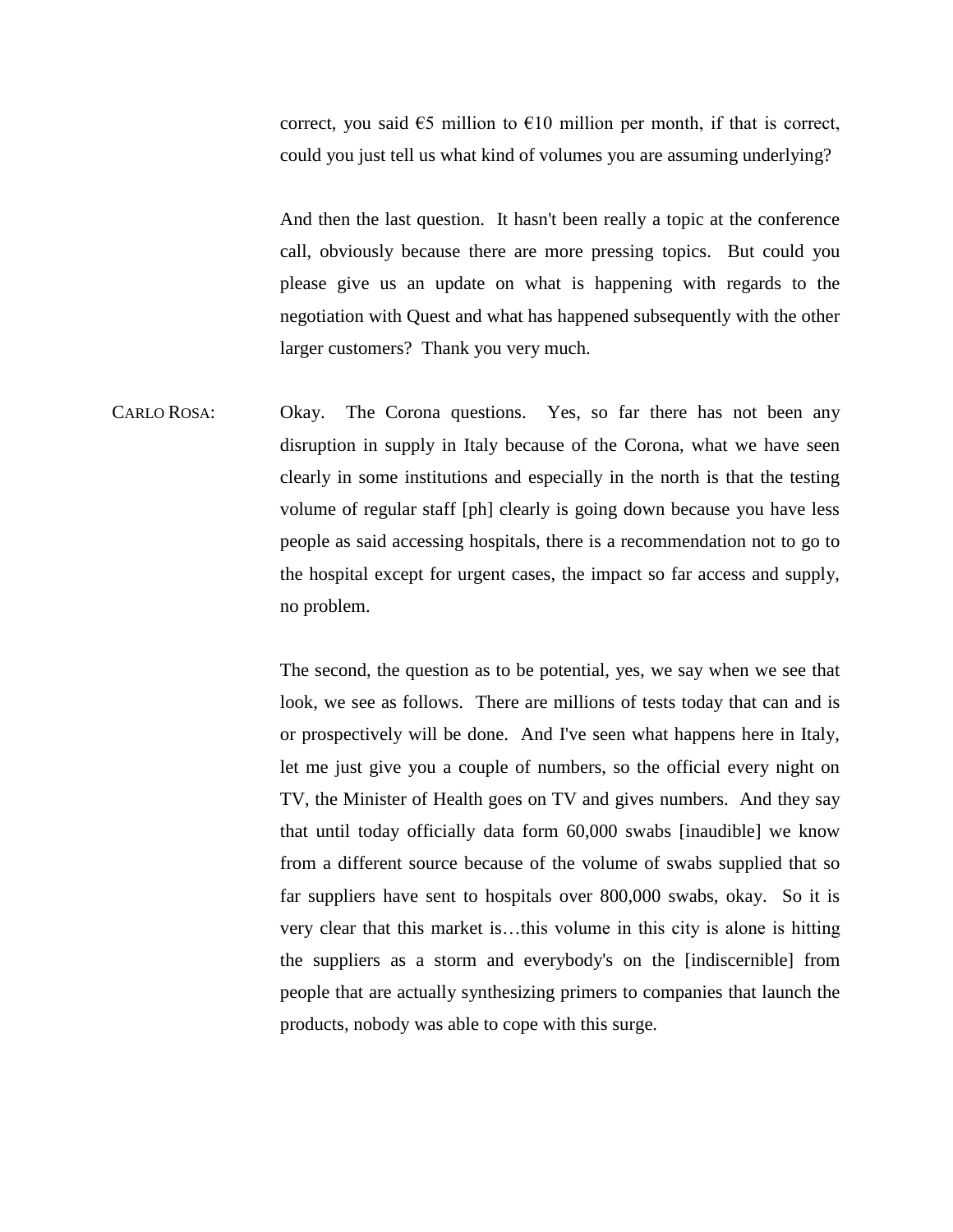correct, you said €5 million to €10 million per month, if that is correct, could you just tell us what kind of volumes you are assuming underlying?

And then the last question. It hasn't been really a topic at the conference call, obviously because there are more pressing topics. But could you please give us an update on what is happening with regards to the negotiation with Quest and what has happened subsequently with the other larger customers? Thank you very much.

CARLO ROSA: Okay. The Corona questions. Yes, so far there has not been any disruption in supply in Italy because of the Corona, what we have seen clearly in some institutions and especially in the north is that the testing volume of regular staff [ph] clearly is going down because you have less people as said accessing hospitals, there is a recommendation not to go to the hospital except for urgent cases, the impact so far access and supply, no problem.

The second, the question as to be potential, yes, we say when we see that look, we see as follows. There are millions of tests today that can and is or prospectively will be done. And I've seen what happens here in Italy, let me just give you a couple of numbers, so the official every night on TV, the Minister of Health goes on TV and gives numbers. And they say that until today officially data form 60,000 swabs [inaudible] we know from a different source because of the volume of swabs supplied that so far suppliers have sent to hospitals over 800,000 swabs, okay. So it is very clear that this market is…this volume in this city is alone is hitting the suppliers as a storm and everybody's on the [indiscernible] from people that are actually synthesizing primers to companies that launch the products, nobody was able to cope with this surge.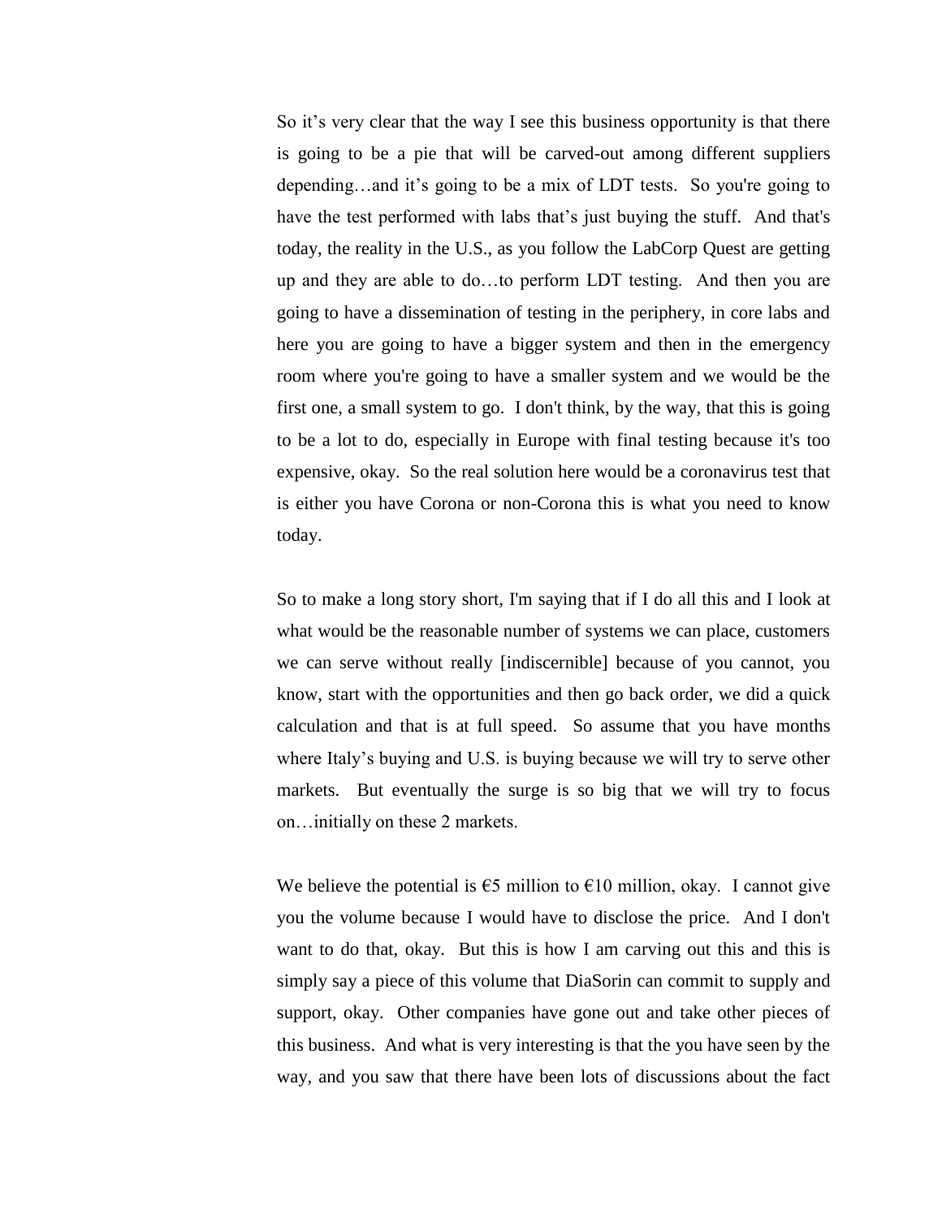So it's very clear that the way I see this business opportunity is that there is going to be a pie that will be carved-out among different suppliers depending…and it's going to be a mix of LDT tests. So you're going to have the test performed with labs that's just buying the stuff. And that's today, the reality in the U.S., as you follow the LabCorp Quest are getting up and they are able to do…to perform LDT testing. And then you are going to have a dissemination of testing in the periphery, in core labs and here you are going to have a bigger system and then in the emergency room where you're going to have a smaller system and we would be the first one, a small system to go. I don't think, by the way, that this is going to be a lot to do, especially in Europe with final testing because it's too expensive, okay. So the real solution here would be a coronavirus test that is either you have Corona or non-Corona this is what you need to know today.

So to make a long story short, I'm saying that if I do all this and I look at what would be the reasonable number of systems we can place, customers we can serve without really [indiscernible] because of you cannot, you know, start with the opportunities and then go back order, we did a quick calculation and that is at full speed. So assume that you have months where Italy's buying and U.S. is buying because we will try to serve other markets. But eventually the surge is so big that we will try to focus on…initially on these 2 markets.

We believe the potential is €5 million to €10 million, okay. I cannot give you the volume because I would have to disclose the price. And I don't want to do that, okay. But this is how I am carving out this and this is simply say a piece of this volume that DiaSorin can commit to supply and support, okay. Other companies have gone out and take other pieces of this business. And what is very interesting is that the you have seen by the way, and you saw that there have been lots of discussions about the fact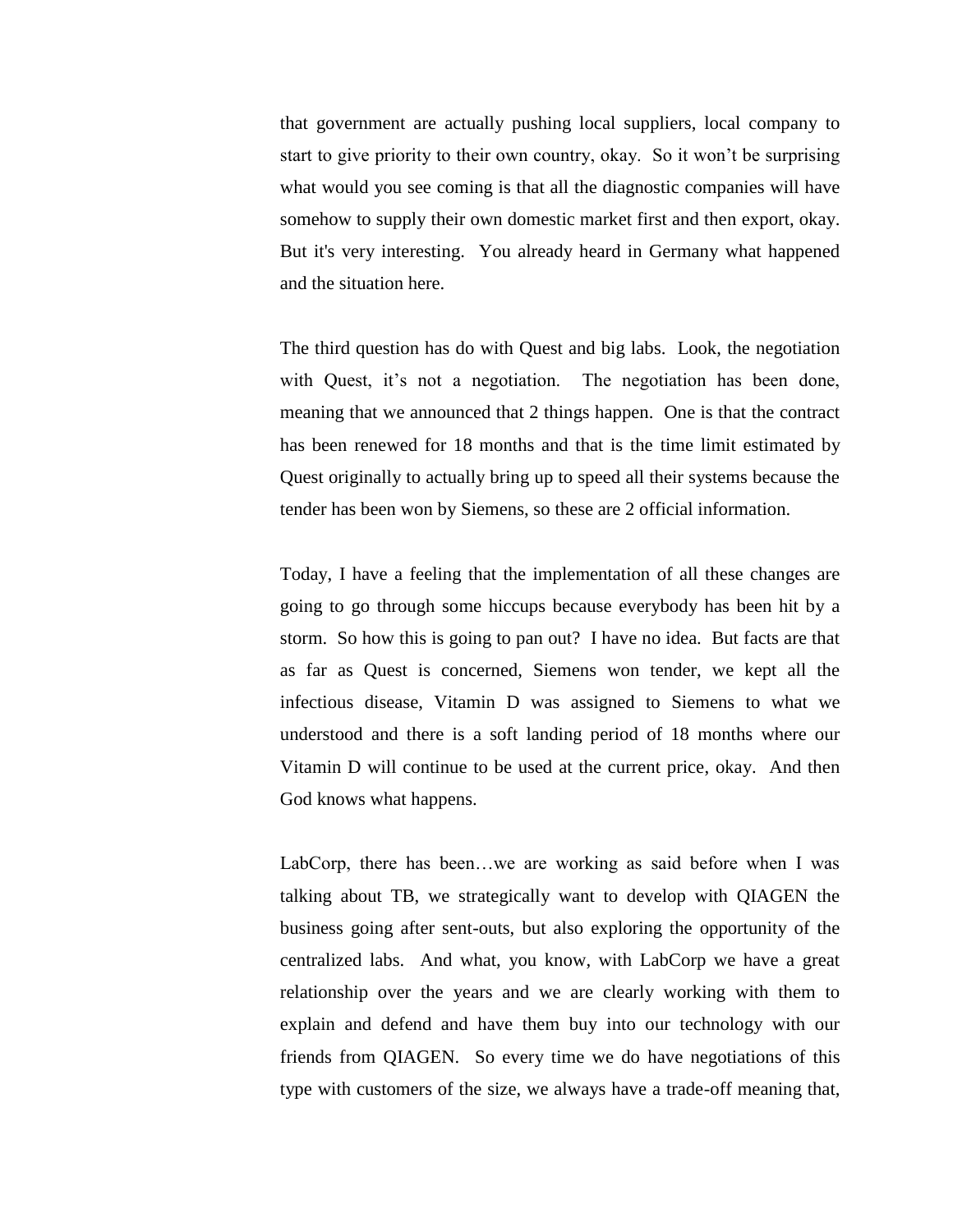that government are actually pushing local suppliers, local company to start to give priority to their own country, okay. So it won't be surprising what would you see coming is that all the diagnostic companies will have somehow to supply their own domestic market first and then export, okay. But it's very interesting. You already heard in Germany what happened and the situation here.

The third question has do with Quest and big labs. Look, the negotiation with Quest, it's not a negotiation. The negotiation has been done, meaning that we announced that 2 things happen. One is that the contract has been renewed for 18 months and that is the time limit estimated by Quest originally to actually bring up to speed all their systems because the tender has been won by Siemens, so these are 2 official information.

Today, I have a feeling that the implementation of all these changes are going to go through some hiccups because everybody has been hit by a storm. So how this is going to pan out? I have no idea. But facts are that as far as Quest is concerned, Siemens won tender, we kept all the infectious disease, Vitamin D was assigned to Siemens to what we understood and there is a soft landing period of 18 months where our Vitamin D will continue to be used at the current price, okay. And then God knows what happens.

LabCorp, there has been…we are working as said before when I was talking about TB, we strategically want to develop with QIAGEN the business going after sent-outs, but also exploring the opportunity of the centralized labs. And what, you know, with LabCorp we have a great relationship over the years and we are clearly working with them to explain and defend and have them buy into our technology with our friends from QIAGEN. So every time we do have negotiations of this type with customers of the size, we always have a trade-off meaning that,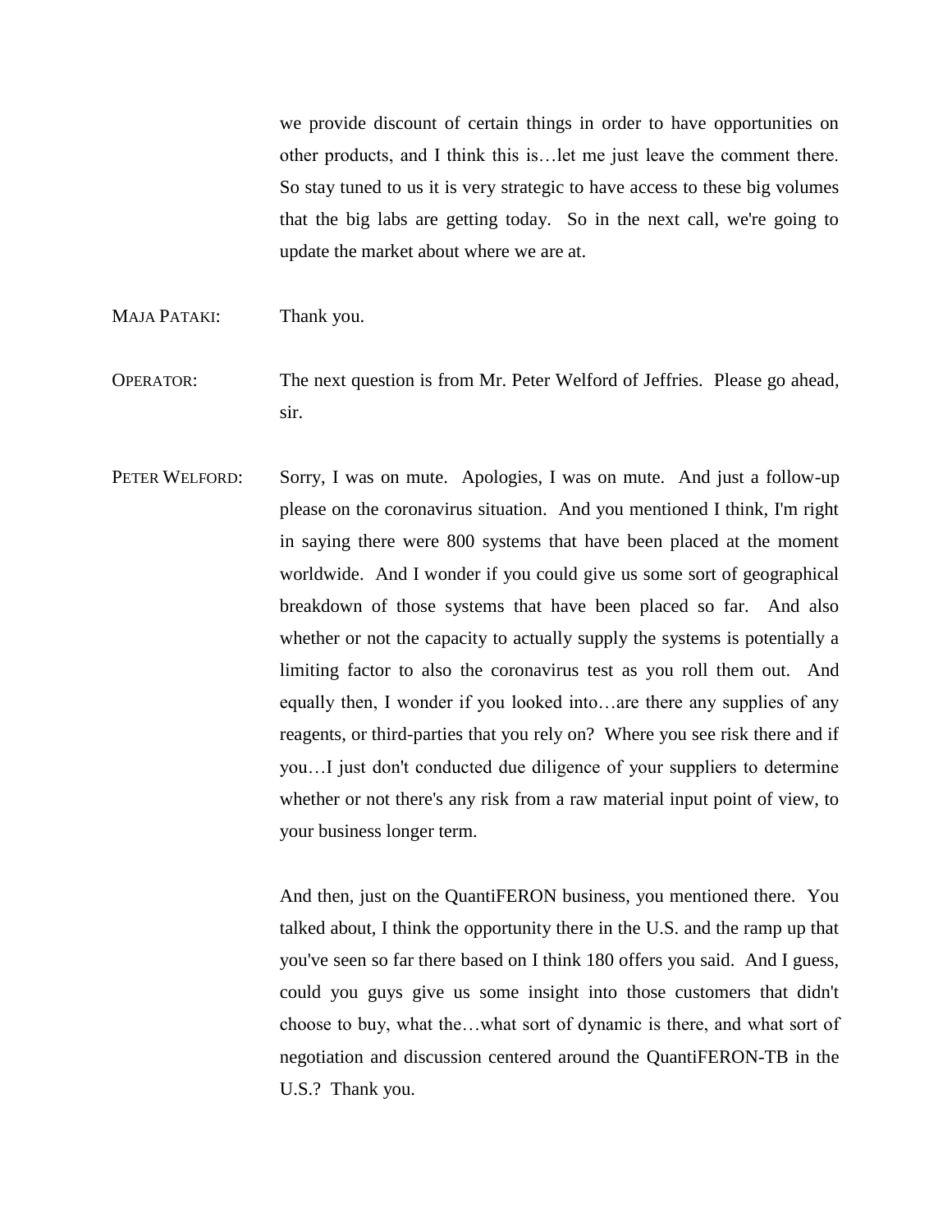we provide discount of certain things in order to have opportunities on other products, and I think this is…let me just leave the comment there. So stay tuned to us it is very strategic to have access to these big volumes that the big labs are getting today. So in the next call, we're going to update the market about where we are at.

MAJA PATAKI: Thank you.

OPERATOR: The next question is from Mr. Peter Welford of Jeffries. Please go ahead, sir.

PETER WELFORD: Sorry, I was on mute. Apologies, I was on mute. And just a follow-up please on the coronavirus situation. And you mentioned I think, I'm right in saying there were 800 systems that have been placed at the moment worldwide. And I wonder if you could give us some sort of geographical breakdown of those systems that have been placed so far. And also whether or not the capacity to actually supply the systems is potentially a limiting factor to also the coronavirus test as you roll them out. And equally then, I wonder if you looked into…are there any supplies of any reagents, or third-parties that you rely on? Where you see risk there and if you…I just don't conducted due diligence of your suppliers to determine whether or not there's any risk from a raw material input point of view, to your business longer term.

And then, just on the QuantiFERON business, you mentioned there. You talked about, I think the opportunity there in the U.S. and the ramp up that you've seen so far there based on I think 180 offers you said. And I guess, could you guys give us some insight into those customers that didn't choose to buy, what the…what sort of dynamic is there, and what sort of negotiation and discussion centered around the QuantiFERON-TB in the U.S.? Thank you.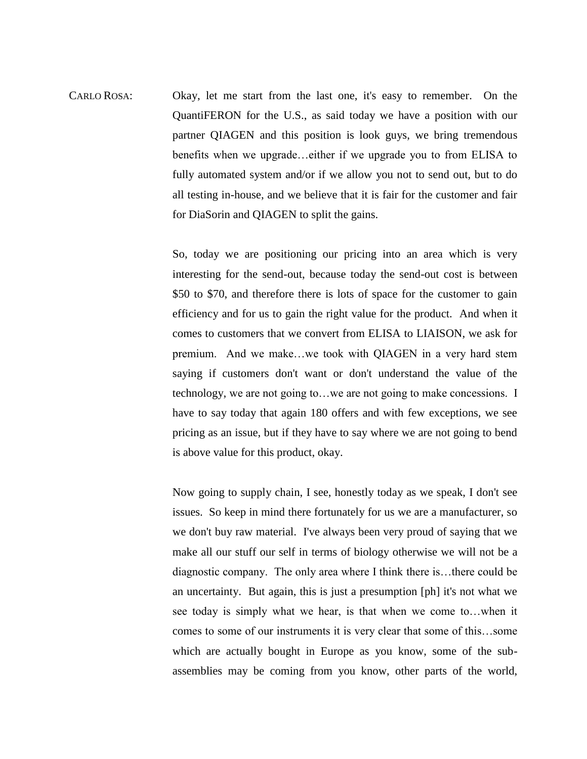CARLO ROSA: Okay, let me start from the last one, it's easy to remember. On the QuantiFERON for the U.S., as said today we have a position with our partner QIAGEN and this position is look guys, we bring tremendous benefits when we upgrade…either if we upgrade you to from ELISA to fully automated system and/or if we allow you not to send out, but to do all testing in-house, and we believe that it is fair for the customer and fair for DiaSorin and QIAGEN to split the gains.

So, today we are positioning our pricing into an area which is very interesting for the send-out, because today the send-out cost is between $50 to $70, and therefore there is lots of space for the customer to gain efficiency and for us to gain the right value for the product. And when it comes to customers that we convert from ELISA to LIAISON, we ask for premium. And we make…we took with QIAGEN in a very hard stem saying if customers don't want or don't understand the value of the technology, we are not going to…we are not going to make concessions. I have to say today that again 180 offers and with few exceptions, we see pricing as an issue, but if they have to say where we are not going to bend is above value for this product, okay.

Now going to supply chain, I see, honestly today as we speak, I don't see issues. So keep in mind there fortunately for us we are a manufacturer, so we don't buy raw material. I've always been very proud of saying that we make all our stuff our self in terms of biology otherwise we will not be a diagnostic company. The only area where I think there is…there could be an uncertainty. But again, this is just a presumption [ph] it's not what we see today is simply what we hear, is that when we come to…when it comes to some of our instruments it is very clear that some of this…some which are actually bought in Europe as you know, some of the sub-assemblies may be coming from you know, other parts of the world,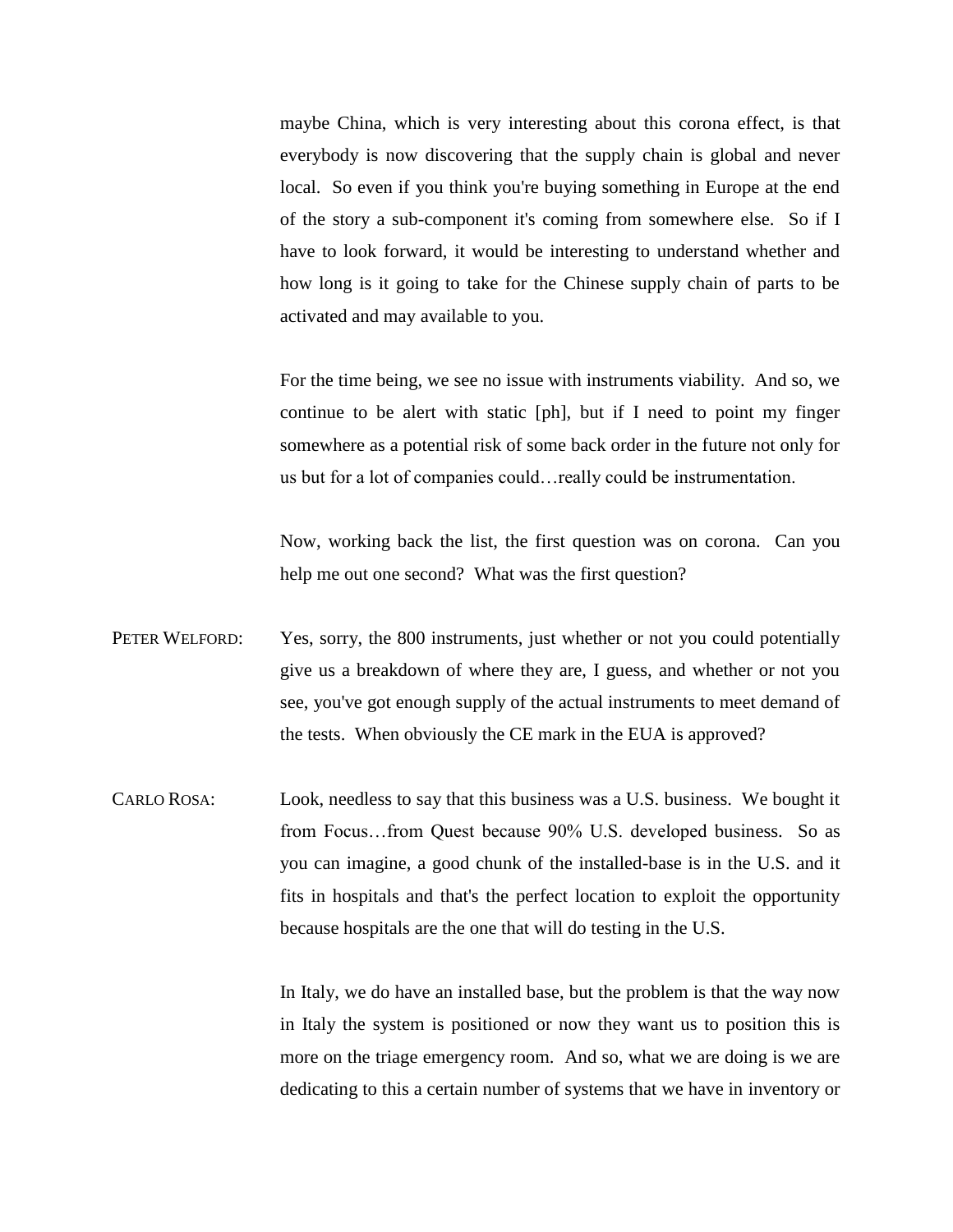maybe China, which is very interesting about this corona effect, is that everybody is now discovering that the supply chain is global and never local. So even if you think you're buying something in Europe at the end of the story a sub-component it's coming from somewhere else. So if I have to look forward, it would be interesting to understand whether and how long is it going to take for the Chinese supply chain of parts to be activated and may available to you.

For the time being, we see no issue with instruments viability. And so, we continue to be alert with static [ph], but if I need to point my finger somewhere as a potential risk of some back order in the future not only for us but for a lot of companies could…really could be instrumentation.

Now, working back the list, the first question was on corona. Can you help me out one second? What was the first question?

PETER WELFORD: Yes, sorry, the 800 instruments, just whether or not you could potentially give us a breakdown of where they are, I guess, and whether or not you see, you've got enough supply of the actual instruments to meet demand of the tests. When obviously the CE mark in the EUA is approved?

CARLO ROSA: Look, needless to say that this business was a U.S. business. We bought it from Focus…from Quest because 90% U.S. developed business. So as you can imagine, a good chunk of the installed-base is in the U.S. and it fits in hospitals and that's the perfect location to exploit the opportunity because hospitals are the one that will do testing in the U.S.

In Italy, we do have an installed base, but the problem is that the way now in Italy the system is positioned or now they want us to position this is more on the triage emergency room. And so, what we are doing is we are dedicating to this a certain number of systems that we have in inventory or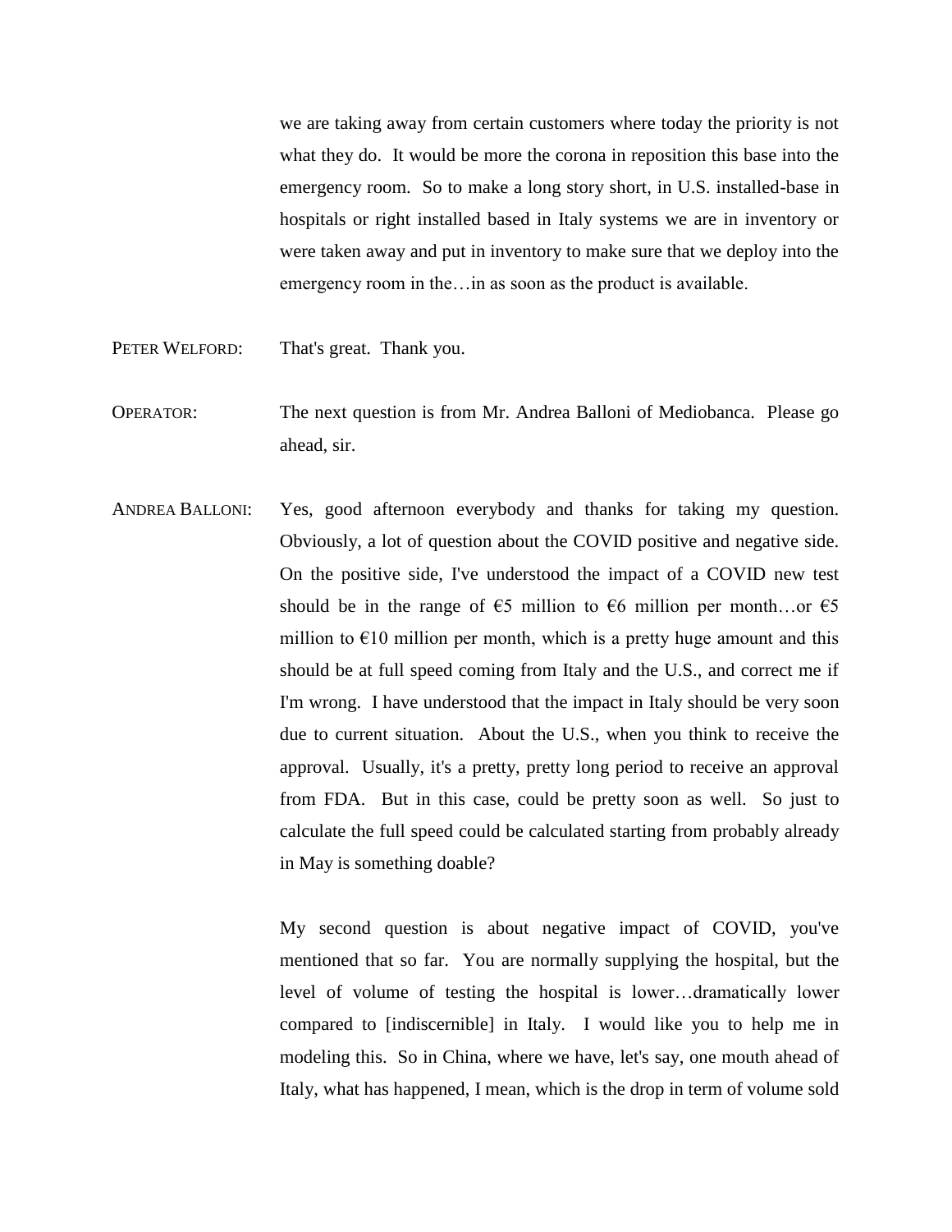we are taking away from certain customers where today the priority is not what they do. It would be more the corona in reposition this base into the emergency room. So to make a long story short, in U.S. installed-base in hospitals or right installed based in Italy systems we are in inventory or were taken away and put in inventory to make sure that we deploy into the emergency room in the…in as soon as the product is available.

PETER WELFORD: That's great. Thank you.

OPERATOR: The next question is from Mr. Andrea Balloni of Mediobanca. Please go ahead, sir.

ANDREA BALLONI: Yes, good afternoon everybody and thanks for taking my question. Obviously, a lot of question about the COVID positive and negative side. On the positive side, I've understood the impact of a COVID new test should be in the range of €5 million to €6 million per month…or €5 million to €10 million per month, which is a pretty huge amount and this should be at full speed coming from Italy and the U.S., and correct me if I'm wrong. I have understood that the impact in Italy should be very soon due to current situation. About the U.S., when you think to receive the approval. Usually, it's a pretty, pretty long period to receive an approval from FDA. But in this case, could be pretty soon as well. So just to calculate the full speed could be calculated starting from probably already in May is something doable?

My second question is about negative impact of COVID, you've mentioned that so far. You are normally supplying the hospital, but the level of volume of testing the hospital is lower…dramatically lower compared to [indiscernible] in Italy. I would like you to help me in modeling this. So in China, where we have, let's say, one mouth ahead of Italy, what has happened, I mean, which is the drop in term of volume sold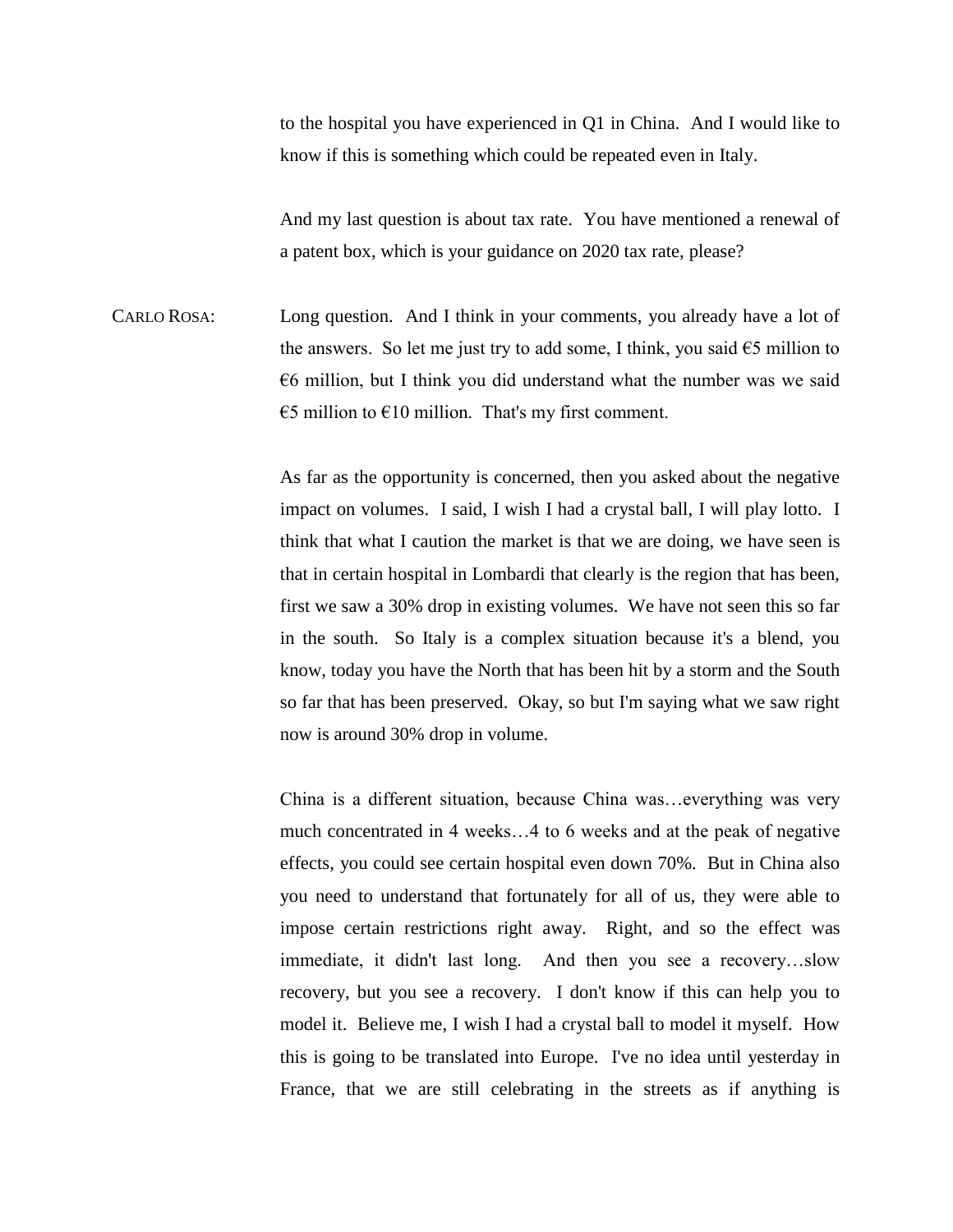to the hospital you have experienced in Q1 in China. And I would like to know if this is something which could be repeated even in Italy.

And my last question is about tax rate. You have mentioned a renewal of a patent box, which is your guidance on 2020 tax rate, please?

CARLO ROSA: Long question. And I think in your comments, you already have a lot of the answers. So let me just try to add some, I think, you said €5 million to €6 million, but I think you did understand what the number was we said €5 million to €10 million. That's my first comment.

As far as the opportunity is concerned, then you asked about the negative impact on volumes. I said, I wish I had a crystal ball, I will play lotto. I think that what I caution the market is that we are doing, we have seen is that in certain hospital in Lombardi that clearly is the region that has been, first we saw a 30% drop in existing volumes. We have not seen this so far in the south. So Italy is a complex situation because it's a blend, you know, today you have the North that has been hit by a storm and the South so far that has been preserved. Okay, so but I'm saying what we saw right now is around 30% drop in volume.

China is a different situation, because China was…everything was very much concentrated in 4 weeks…4 to 6 weeks and at the peak of negative effects, you could see certain hospital even down 70%. But in China also you need to understand that fortunately for all of us, they were able to impose certain restrictions right away. Right, and so the effect was immediate, it didn't last long. And then you see a recovery…slow recovery, but you see a recovery. I don't know if this can help you to model it. Believe me, I wish I had a crystal ball to model it myself. How this is going to be translated into Europe. I've no idea until yesterday in France, that we are still celebrating in the streets as if anything is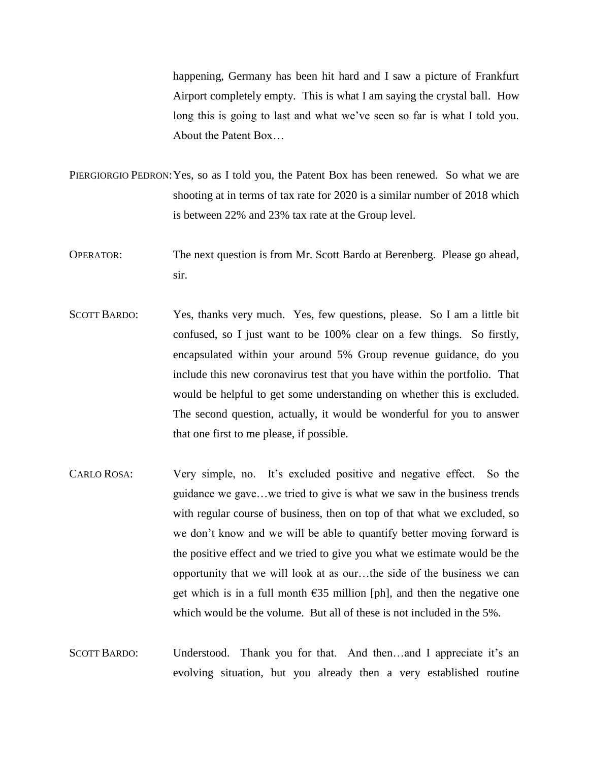happening, Germany has been hit hard and I saw a picture of Frankfurt Airport completely empty. This is what I am saying the crystal ball. How long this is going to last and what we've seen so far is what I told you. About the Patent Box…

PIERGIORGIO PEDRON: Yes, so as I told you, the Patent Box has been renewed. So what we are shooting at in terms of tax rate for 2020 is a similar number of 2018 which is between 22% and 23% tax rate at the Group level.

OPERATOR: The next question is from Mr. Scott Bardo at Berenberg. Please go ahead, sir.

SCOTT BARDO: Yes, thanks very much. Yes, few questions, please. So I am a little bit confused, so I just want to be 100% clear on a few things. So firstly, encapsulated within your around 5% Group revenue guidance, do you include this new coronavirus test that you have within the portfolio. That would be helpful to get some understanding on whether this is excluded. The second question, actually, it would be wonderful for you to answer that one first to me please, if possible.

CARLO ROSA: Very simple, no. It's excluded positive and negative effect. So the guidance we gave…we tried to give is what we saw in the business trends with regular course of business, then on top of that what we excluded, so we don't know and we will be able to quantify better moving forward is the positive effect and we tried to give you what we estimate would be the opportunity that we will look at as our…the side of the business we can get which is in a full month €35 million [ph], and then the negative one which would be the volume. But all of these is not included in the 5%.

SCOTT BARDO: Understood. Thank you for that. And then…and I appreciate it's an evolving situation, but you already then a very established routine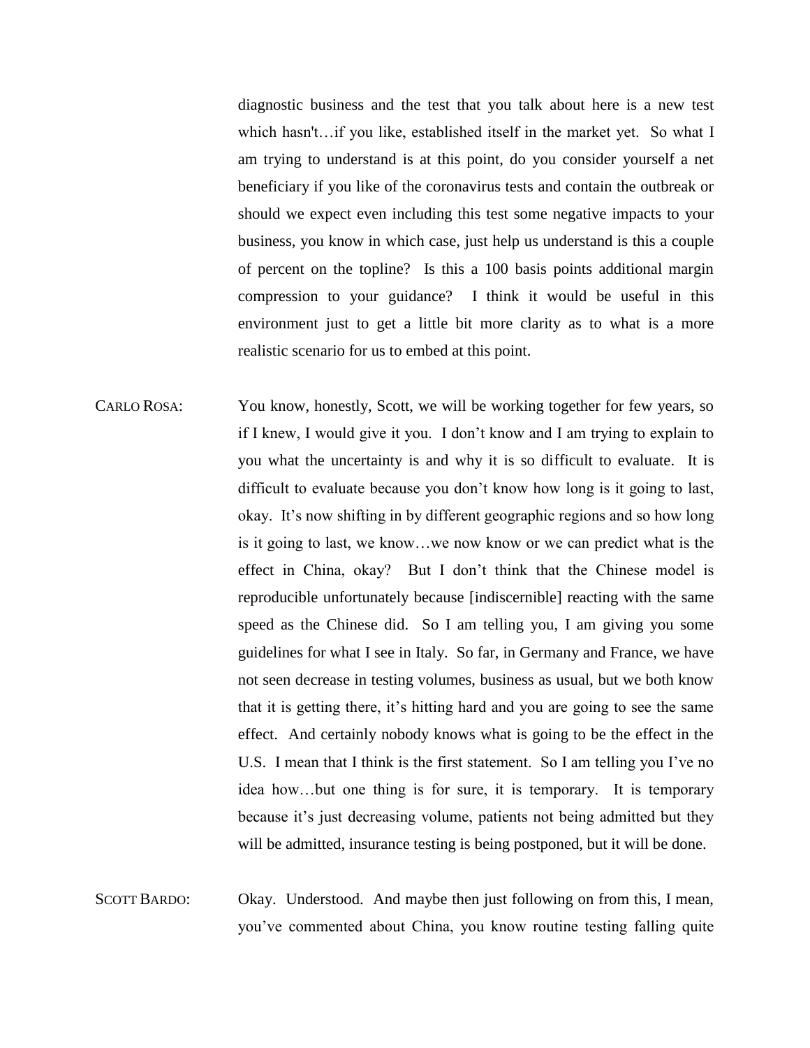diagnostic business and the test that you talk about here is a new test which hasn't…if you like, established itself in the market yet. So what I am trying to understand is at this point, do you consider yourself a net beneficiary if you like of the coronavirus tests and contain the outbreak or should we expect even including this test some negative impacts to your business, you know in which case, just help us understand is this a couple of percent on the topline? Is this a 100 basis points additional margin compression to your guidance? I think it would be useful in this environment just to get a little bit more clarity as to what is a more realistic scenario for us to embed at this point.

CARLO ROSA: You know, honestly, Scott, we will be working together for few years, so if I knew, I would give it you. I don't know and I am trying to explain to you what the uncertainty is and why it is so difficult to evaluate. It is difficult to evaluate because you don't know how long is it going to last, okay. It's now shifting in by different geographic regions and so how long is it going to last, we know…we now know or we can predict what is the effect in China, okay? But I don't think that the Chinese model is reproducible unfortunately because [indiscernible] reacting with the same speed as the Chinese did. So I am telling you, I am giving you some guidelines for what I see in Italy. So far, in Germany and France, we have not seen decrease in testing volumes, business as usual, but we both know that it is getting there, it's hitting hard and you are going to see the same effect. And certainly nobody knows what is going to be the effect in the U.S. I mean that I think is the first statement. So I am telling you I've no idea how…but one thing is for sure, it is temporary. It is temporary because it's just decreasing volume, patients not being admitted but they will be admitted, insurance testing is being postponed, but it will be done.

SCOTT BARDO: Okay. Understood. And maybe then just following on from this, I mean, you've commented about China, you know routine testing falling quite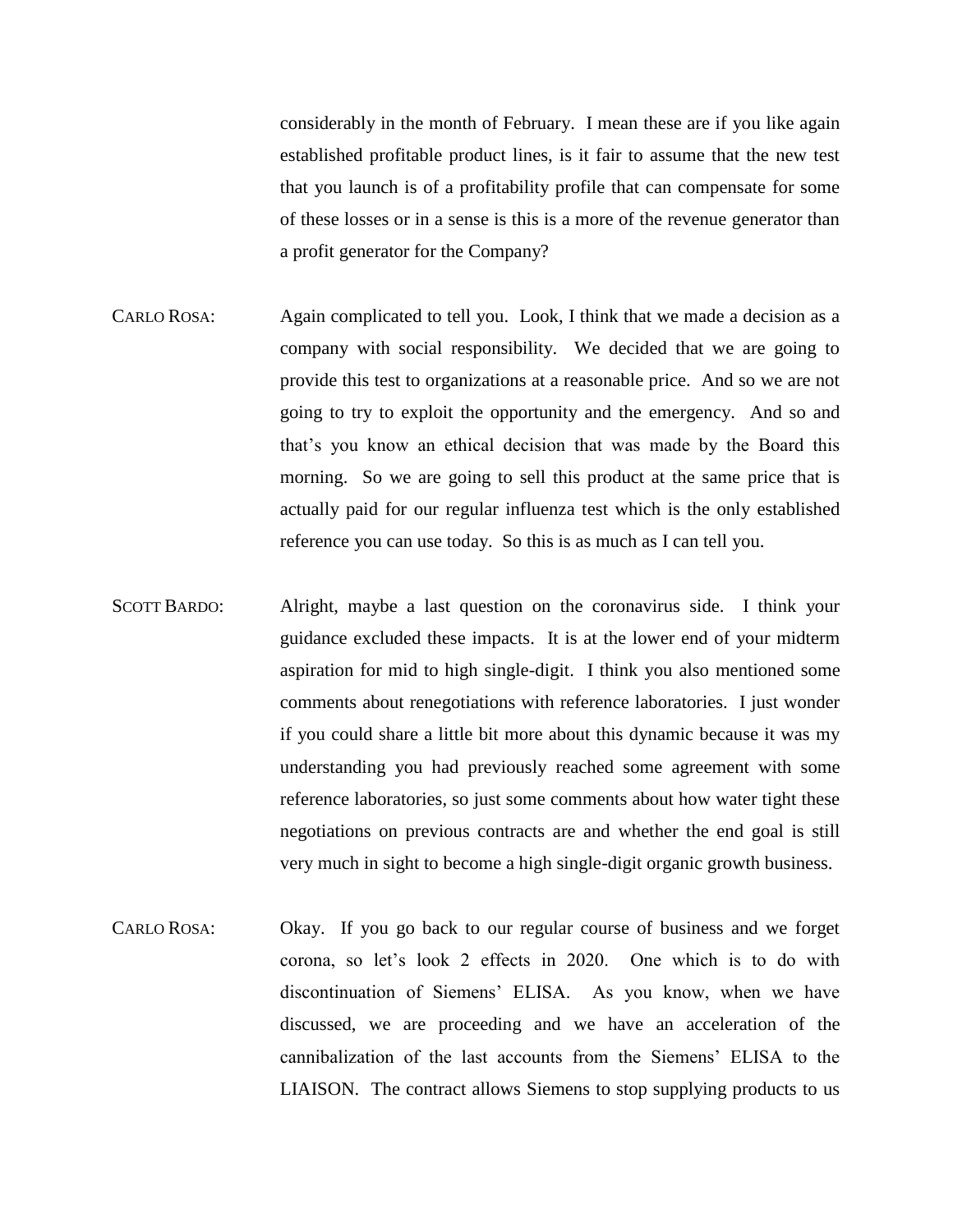considerably in the month of February. I mean these are if you like again established profitable product lines, is it fair to assume that the new test that you launch is of a profitability profile that can compensate for some of these losses or in a sense is this is a more of the revenue generator than a profit generator for the Company?

CARLO ROSA: Again complicated to tell you. Look, I think that we made a decision as a company with social responsibility. We decided that we are going to provide this test to organizations at a reasonable price. And so we are not going to try to exploit the opportunity and the emergency. And so and that's you know an ethical decision that was made by the Board this morning. So we are going to sell this product at the same price that is actually paid for our regular influenza test which is the only established reference you can use today. So this is as much as I can tell you.

SCOTT BARDO: Alright, maybe a last question on the coronavirus side. I think your guidance excluded these impacts. It is at the lower end of your midterm aspiration for mid to high single-digit. I think you also mentioned some comments about renegotiations with reference laboratories. I just wonder if you could share a little bit more about this dynamic because it was my understanding you had previously reached some agreement with some reference laboratories, so just some comments about how water tight these negotiations on previous contracts are and whether the end goal is still very much in sight to become a high single-digit organic growth business.

CARLO ROSA: Okay. If you go back to our regular course of business and we forget corona, so let's look 2 effects in 2020. One which is to do with discontinuation of Siemens' ELISA. As you know, when we have discussed, we are proceeding and we have an acceleration of the cannibalization of the last accounts from the Siemens' ELISA to the LIAISON. The contract allows Siemens to stop supplying products to us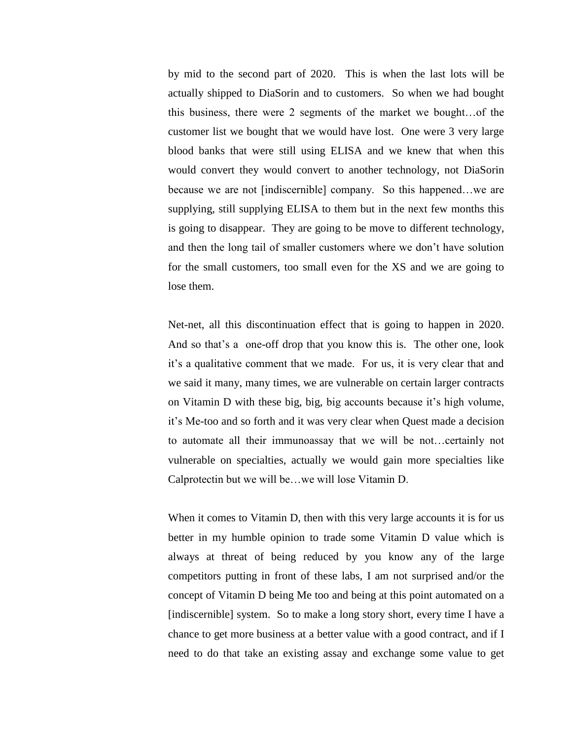by mid to the second part of 2020. This is when the last lots will be actually shipped to DiaSorin and to customers. So when we had bought this business, there were 2 segments of the market we bought…of the customer list we bought that we would have lost. One were 3 very large blood banks that were still using ELISA and we knew that when this would convert they would convert to another technology, not DiaSorin because we are not [indiscernible] company. So this happened…we are supplying, still supplying ELISA to them but in the next few months this is going to disappear. They are going to be move to different technology, and then the long tail of smaller customers where we don't have solution for the small customers, too small even for the XS and we are going to lose them.

Net-net, all this discontinuation effect that is going to happen in 2020. And so that's a one-off drop that you know this is. The other one, look it's a qualitative comment that we made. For us, it is very clear that and we said it many, many times, we are vulnerable on certain larger contracts on Vitamin D with these big, big, big accounts because it's high volume, it's Me-too and so forth and it was very clear when Quest made a decision to automate all their immunoassay that we will be not…certainly not vulnerable on specialties, actually we would gain more specialties like Calprotectin but we will be…we will lose Vitamin D.

When it comes to Vitamin D, then with this very large accounts it is for us better in my humble opinion to trade some Vitamin D value which is always at threat of being reduced by you know any of the large competitors putting in front of these labs, I am not surprised and/or the concept of Vitamin D being Me too and being at this point automated on a [indiscernible] system. So to make a long story short, every time I have a chance to get more business at a better value with a good contract, and if I need to do that take an existing assay and exchange some value to get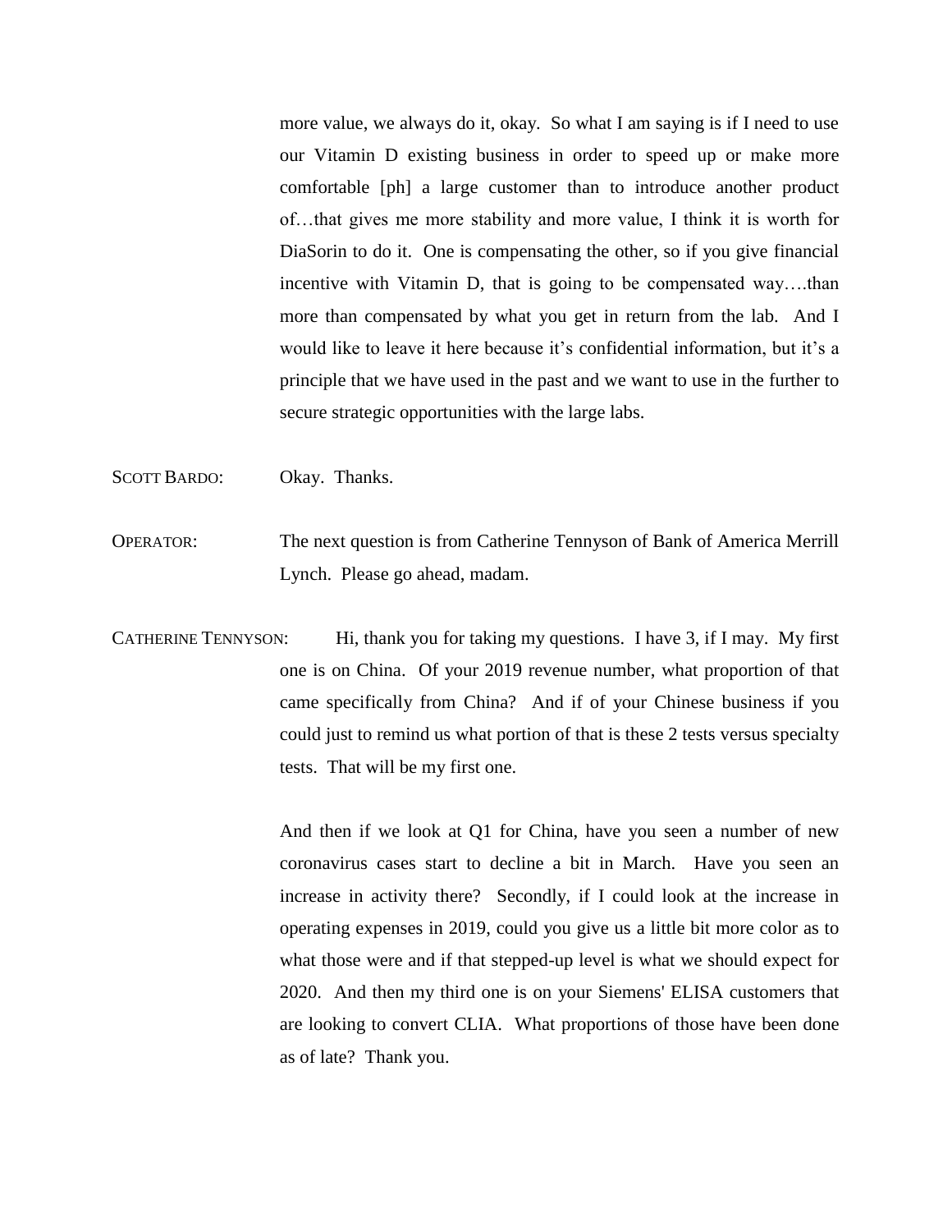more value, we always do it, okay. So what I am saying is if I need to use our Vitamin D existing business in order to speed up or make more comfortable [ph] a large customer than to introduce another product of…that gives me more stability and more value, I think it is worth for DiaSorin to do it. One is compensating the other, so if you give financial incentive with Vitamin D, that is going to be compensated way….than more than compensated by what you get in return from the lab. And I would like to leave it here because it's confidential information, but it's a principle that we have used in the past and we want to use in the further to secure strategic opportunities with the large labs.

SCOTT BARDO: Okay. Thanks.

OPERATOR: The next question is from Catherine Tennyson of Bank of America Merrill Lynch. Please go ahead, madam.

CATHERINE TENNYSON: Hi, thank you for taking my questions. I have 3, if I may. My first one is on China. Of your 2019 revenue number, what proportion of that came specifically from China? And if of your Chinese business if you could just to remind us what portion of that is these 2 tests versus specialty tests. That will be my first one.

And then if we look at Q1 for China, have you seen a number of new coronavirus cases start to decline a bit in March. Have you seen an increase in activity there? Secondly, if I could look at the increase in operating expenses in 2019, could you give us a little bit more color as to what those were and if that stepped-up level is what we should expect for 2020. And then my third one is on your Siemens' ELISA customers that are looking to convert CLIA. What proportions of those have been done as of late? Thank you.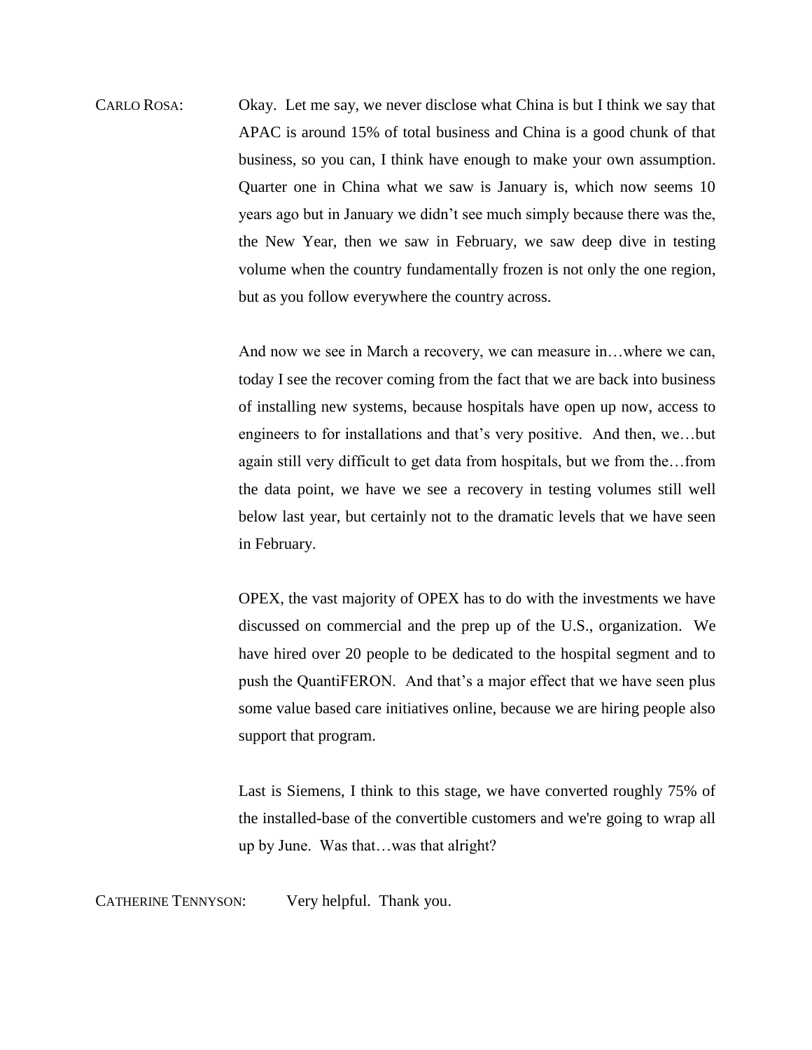CARLO ROSA: Okay. Let me say, we never disclose what China is but I think we say that APAC is around 15% of total business and China is a good chunk of that business, so you can, I think have enough to make your own assumption. Quarter one in China what we saw is January is, which now seems 10 years ago but in January we didn't see much simply because there was the, the New Year, then we saw in February, we saw deep dive in testing volume when the country fundamentally frozen is not only the one region, but as you follow everywhere the country across.

And now we see in March a recovery, we can measure in…where we can, today I see the recover coming from the fact that we are back into business of installing new systems, because hospitals have open up now, access to engineers to for installations and that's very positive. And then, we…but again still very difficult to get data from hospitals, but we from the…from the data point, we have we see a recovery in testing volumes still well below last year, but certainly not to the dramatic levels that we have seen in February.

OPEX, the vast majority of OPEX has to do with the investments we have discussed on commercial and the prep up of the U.S., organization. We have hired over 20 people to be dedicated to the hospital segment and to push the QuantiFERON. And that's a major effect that we have seen plus some value based care initiatives online, because we are hiring people also support that program.

Last is Siemens, I think to this stage, we have converted roughly 75% of the installed-base of the convertible customers and we're going to wrap all up by June. Was that…was that alright?

CATHERINE TENNYSON: Very helpful. Thank you.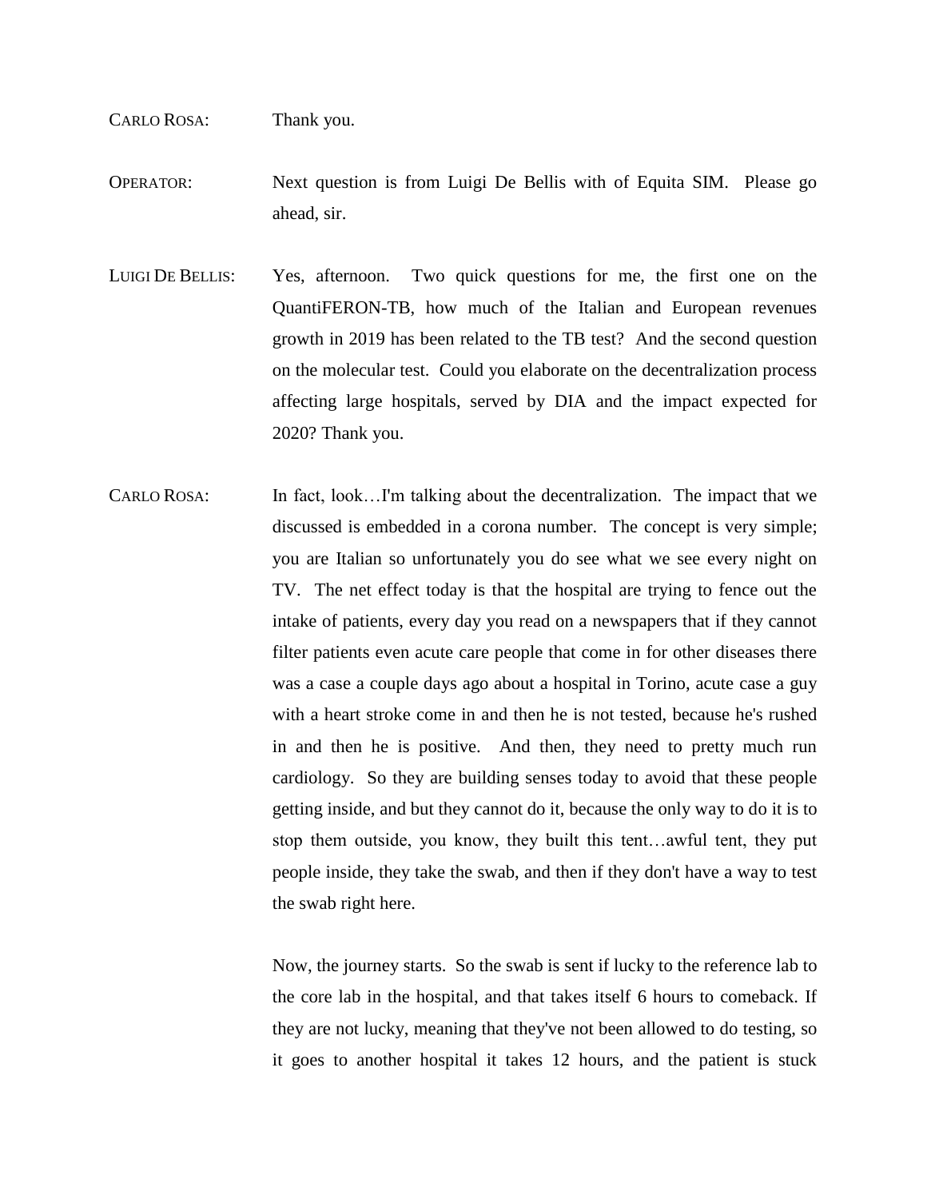CARLO ROSA: Thank you.

OPERATOR: Next question is from Luigi De Bellis with of Equita SIM. Please go ahead, sir.

LUIGI DE BELLIS: Yes, afternoon. Two quick questions for me, the first one on the QuantiFERON-TB, how much of the Italian and European revenues growth in 2019 has been related to the TB test? And the second question on the molecular test. Could you elaborate on the decentralization process affecting large hospitals, served by DIA and the impact expected for 2020? Thank you.

CARLO ROSA: In fact, look…I'm talking about the decentralization. The impact that we discussed is embedded in a corona number. The concept is very simple; you are Italian so unfortunately you do see what we see every night on TV. The net effect today is that the hospital are trying to fence out the intake of patients, every day you read on a newspapers that if they cannot filter patients even acute care people that come in for other diseases there was a case a couple days ago about a hospital in Torino, acute case a guy with a heart stroke come in and then he is not tested, because he's rushed in and then he is positive. And then, they need to pretty much run cardiology. So they are building senses today to avoid that these people getting inside, and but they cannot do it, because the only way to do it is to stop them outside, you know, they built this tent…awful tent, they put people inside, they take the swab, and then if they don't have a way to test the swab right here.

Now, the journey starts. So the swab is sent if lucky to the reference lab to the core lab in the hospital, and that takes itself 6 hours to comeback. If they are not lucky, meaning that they've not been allowed to do testing, so it goes to another hospital it takes 12 hours, and the patient is stuck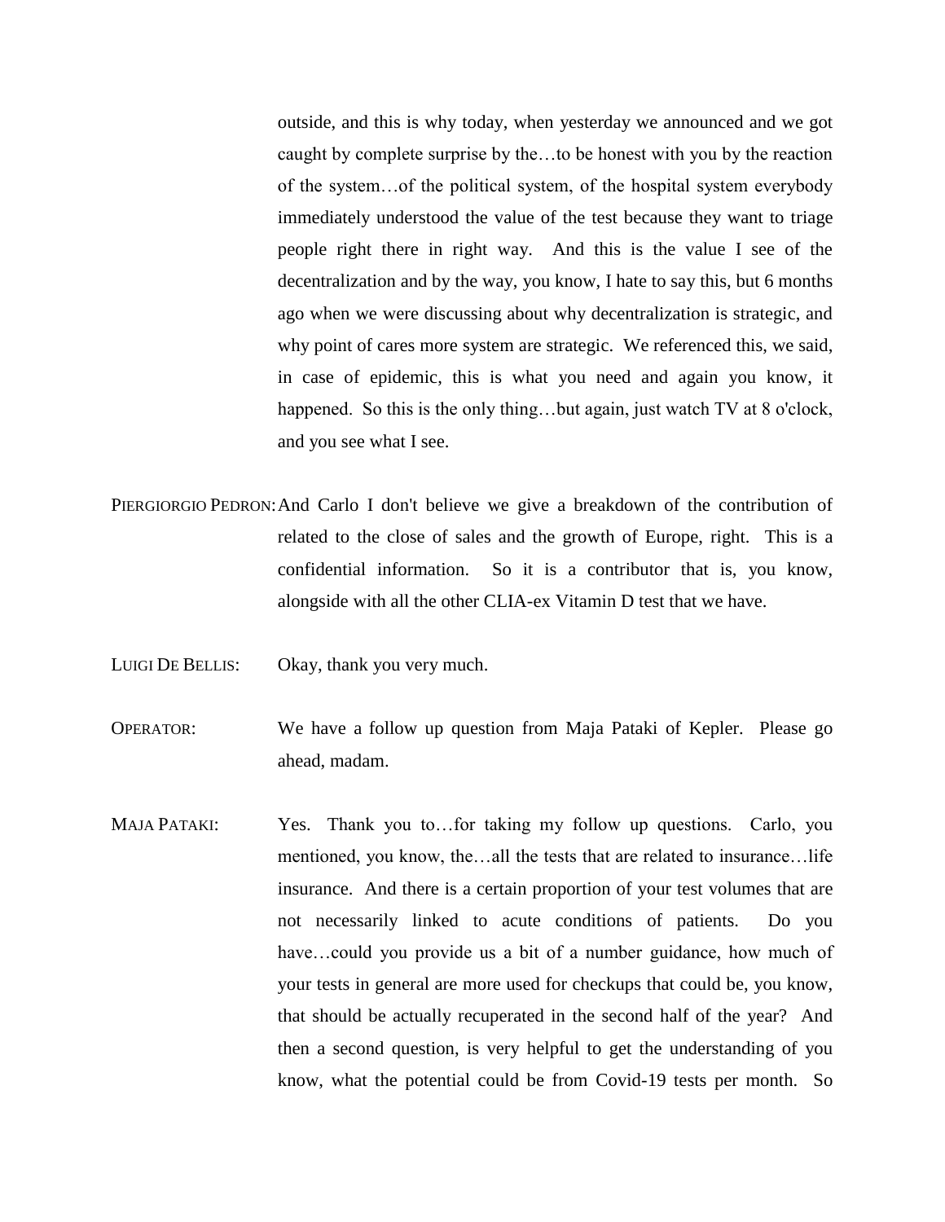outside, and this is why today, when yesterday we announced and we got caught by complete surprise by the…to be honest with you by the reaction of the system…of the political system, of the hospital system everybody immediately understood the value of the test because they want to triage people right there in right way. And this is the value I see of the decentralization and by the way, you know, I hate to say this, but 6 months ago when we were discussing about why decentralization is strategic, and why point of cares more system are strategic. We referenced this, we said, in case of epidemic, this is what you need and again you know, it happened. So this is the only thing…but again, just watch TV at 8 o'clock, and you see what I see.

PIERGIORGIO PEDRON: And Carlo I don't believe we give a breakdown of the contribution of related to the close of sales and the growth of Europe, right. This is a confidential information. So it is a contributor that is, you know, alongside with all the other CLIA-ex Vitamin D test that we have.

LUIGI DE BELLIS: Okay, thank you very much.

OPERATOR: We have a follow up question from Maja Pataki of Kepler. Please go ahead, madam.

MAJA PATAKI: Yes. Thank you to…for taking my follow up questions. Carlo, you mentioned, you know, the…all the tests that are related to insurance…life insurance. And there is a certain proportion of your test volumes that are not necessarily linked to acute conditions of patients. Do you have…could you provide us a bit of a number guidance, how much of your tests in general are more used for checkups that could be, you know, that should be actually recuperated in the second half of the year? And then a second question, is very helpful to get the understanding of you know, what the potential could be from Covid-19 tests per month. So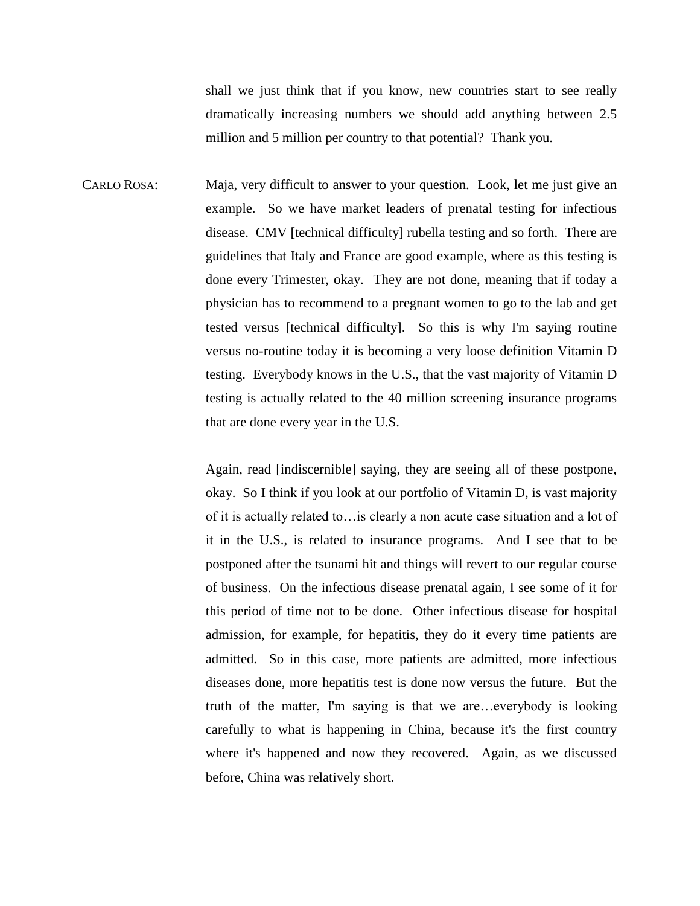shall we just think that if you know, new countries start to see really dramatically increasing numbers we should add anything between 2.5 million and 5 million per country to that potential? Thank you.

CARLO ROSA: Maja, very difficult to answer to your question. Look, let me just give an example. So we have market leaders of prenatal testing for infectious disease. CMV [technical difficulty] rubella testing and so forth. There are guidelines that Italy and France are good example, where as this testing is done every Trimester, okay. They are not done, meaning that if today a physician has to recommend to a pregnant women to go to the lab and get tested versus [technical difficulty]. So this is why I'm saying routine versus no-routine today it is becoming a very loose definition Vitamin D testing. Everybody knows in the U.S., that the vast majority of Vitamin D testing is actually related to the 40 million screening insurance programs that are done every year in the U.S.

Again, read [indiscernible] saying, they are seeing all of these postpone, okay. So I think if you look at our portfolio of Vitamin D, is vast majority of it is actually related to…is clearly a non acute case situation and a lot of it in the U.S., is related to insurance programs. And I see that to be postponed after the tsunami hit and things will revert to our regular course of business. On the infectious disease prenatal again, I see some of it for this period of time not to be done. Other infectious disease for hospital admission, for example, for hepatitis, they do it every time patients are admitted. So in this case, more patients are admitted, more infectious diseases done, more hepatitis test is done now versus the future. But the truth of the matter, I'm saying is that we are…everybody is looking carefully to what is happening in China, because it's the first country where it's happened and now they recovered. Again, as we discussed before, China was relatively short.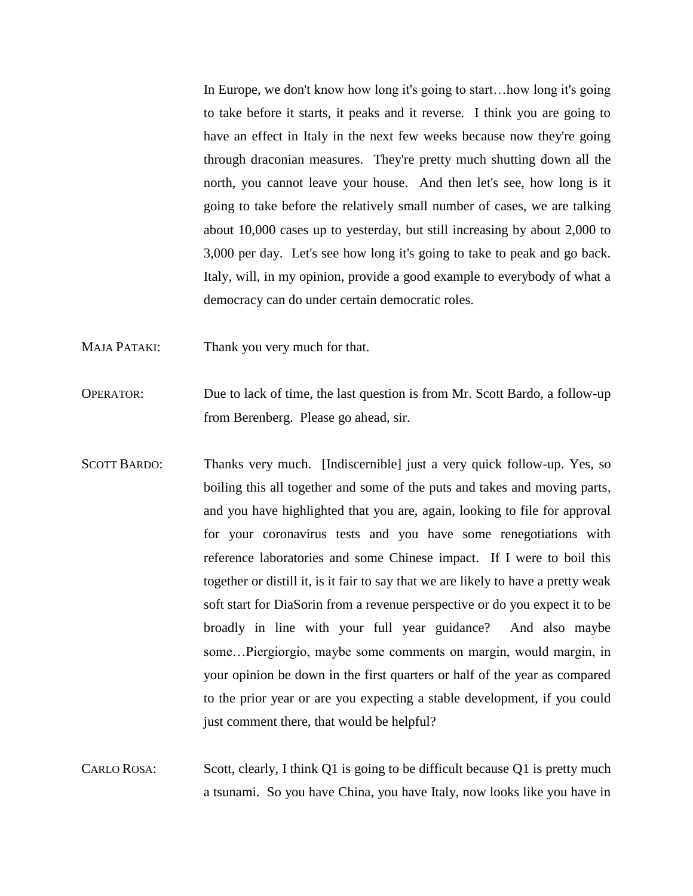In Europe, we don't know how long it's going to start…how long it's going to take before it starts, it peaks and it reverse. I think you are going to have an effect in Italy in the next few weeks because now they're going through draconian measures. They're pretty much shutting down all the north, you cannot leave your house. And then let's see, how long is it going to take before the relatively small number of cases, we are talking about 10,000 cases up to yesterday, but still increasing by about 2,000 to 3,000 per day. Let's see how long it's going to take to peak and go back. Italy, will, in my opinion, provide a good example to everybody of what a democracy can do under certain democratic roles.

MAJA PATAKI: Thank you very much for that.

OPERATOR: Due to lack of time, the last question is from Mr. Scott Bardo, a follow-up from Berenberg. Please go ahead, sir.

SCOTT BARDO: Thanks very much. [Indiscernible] just a very quick follow-up. Yes, so boiling this all together and some of the puts and takes and moving parts, and you have highlighted that you are, again, looking to file for approval for your coronavirus tests and you have some renegotiations with reference laboratories and some Chinese impact. If I were to boil this together or distill it, is it fair to say that we are likely to have a pretty weak soft start for DiaSorin from a revenue perspective or do you expect it to be broadly in line with your full year guidance? And also maybe some…Piergiorgio, maybe some comments on margin, would margin, in your opinion be down in the first quarters or half of the year as compared to the prior year or are you expecting a stable development, if you could just comment there, that would be helpful?

CARLO ROSA: Scott, clearly, I think Q1 is going to be difficult because Q1 is pretty much a tsunami. So you have China, you have Italy, now looks like you have in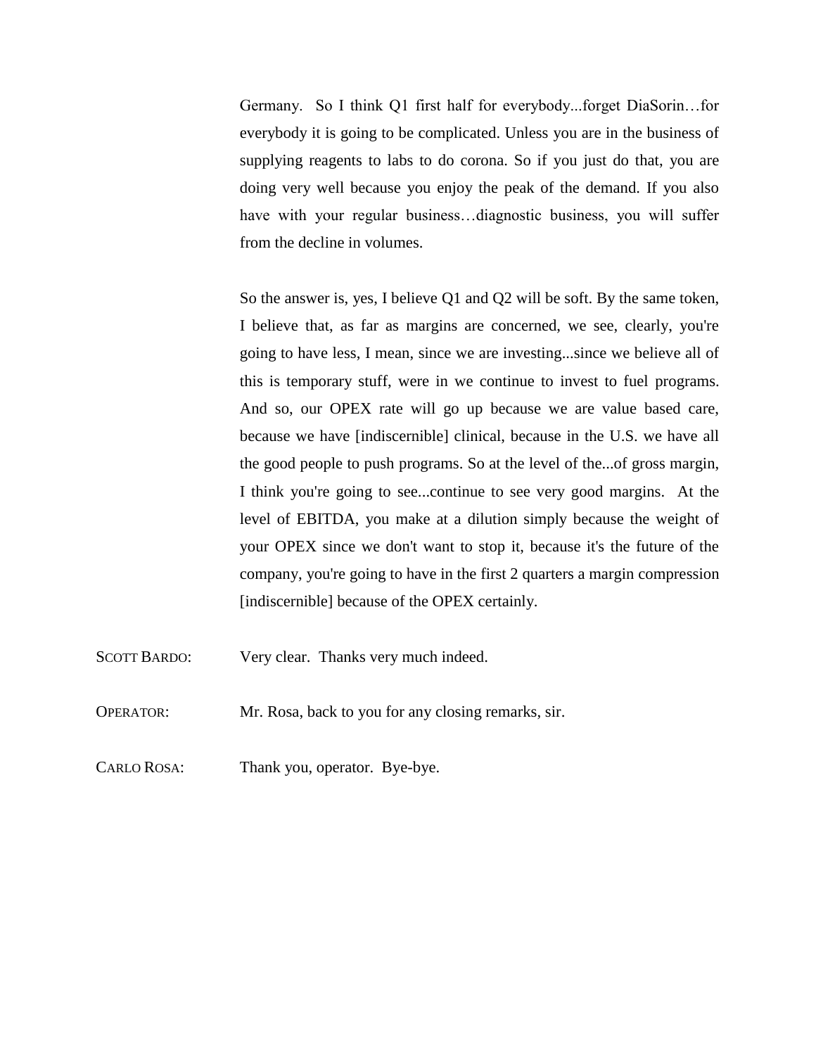Germany. So I think Q1 first half for everybody...forget DiaSorin…for everybody it is going to be complicated. Unless you are in the business of supplying reagents to labs to do corona. So if you just do that, you are doing very well because you enjoy the peak of the demand. If you also have with your regular business…diagnostic business, you will suffer from the decline in volumes.

So the answer is, yes, I believe Q1 and Q2 will be soft. By the same token, I believe that, as far as margins are concerned, we see, clearly, you're going to have less, I mean, since we are investing...since we believe all of this is temporary stuff, were in we continue to invest to fuel programs. And so, our OPEX rate will go up because we are value based care, because we have [indiscernible] clinical, because in the U.S. we have all the good people to push programs. So at the level of the...of gross margin, I think you're going to see...continue to see very good margins. At the level of EBITDA, you make at a dilution simply because the weight of your OPEX since we don't want to stop it, because it's the future of the company, you're going to have in the first 2 quarters a margin compression [indiscernible] because of the OPEX certainly.

SCOTT BARDO: Very clear. Thanks very much indeed.

OPERATOR: Mr. Rosa, back to you for any closing remarks, sir.

CARLO ROSA: Thank you, operator. Bye-bye.